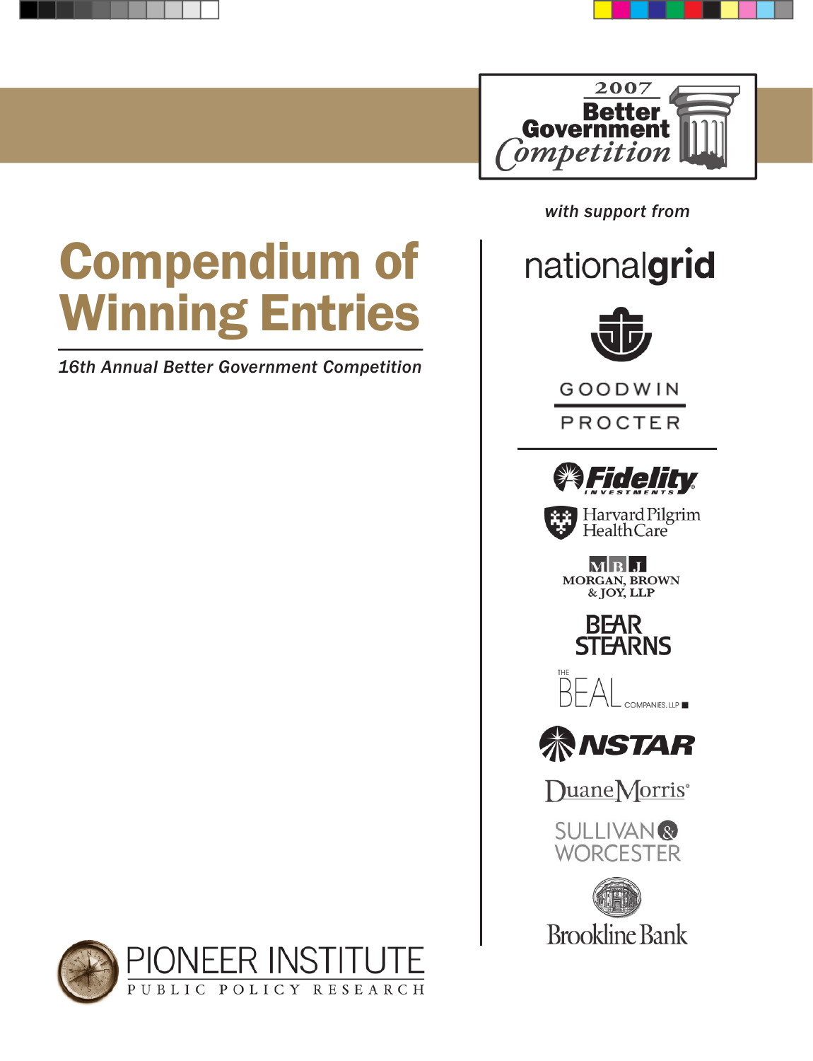2007 Better Government Competition

# Compendium of Winning Entries

*16th Annual Better Government Competition*

*with support from*

nationalgrid

GOODWIN PROCTER

Fidelity Investments

Harvard Pilgrim Health Care

MORGAN, BROWN & JOY, LLP

BEAR STEARNS

THE BEAL COMPANIES, LLP

NSTAR

DuaneMorris

SULLIVAN & WORCESTER

Brookline Bank

PIONEER INSTITUTE
PUBLIC POLICY RESEARCH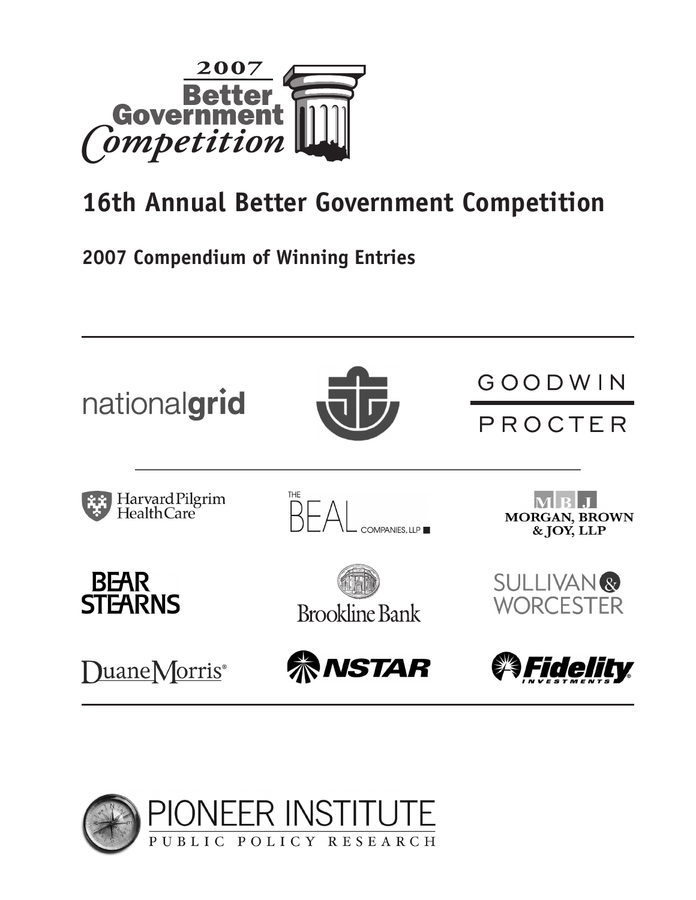2007 Better Government Competition

# 16th Annual Better Government Competition

## 2007 Compendium of Winning Entries

nationalgrid

GOODWIN PROCTER

Harvard Pilgrim Health Care

THE BEAL COMPANIES, LLP

MBJ MORGAN, BROWN & JOY, LLP

BEAR STEARNS

Brookline Bank

SULLIVAN & WORCESTER

DuaneMorris®

NSTAR

Fidelity INVESTMENTS®

PIONEER INSTITUTE
PUBLIC POLICY RESEARCH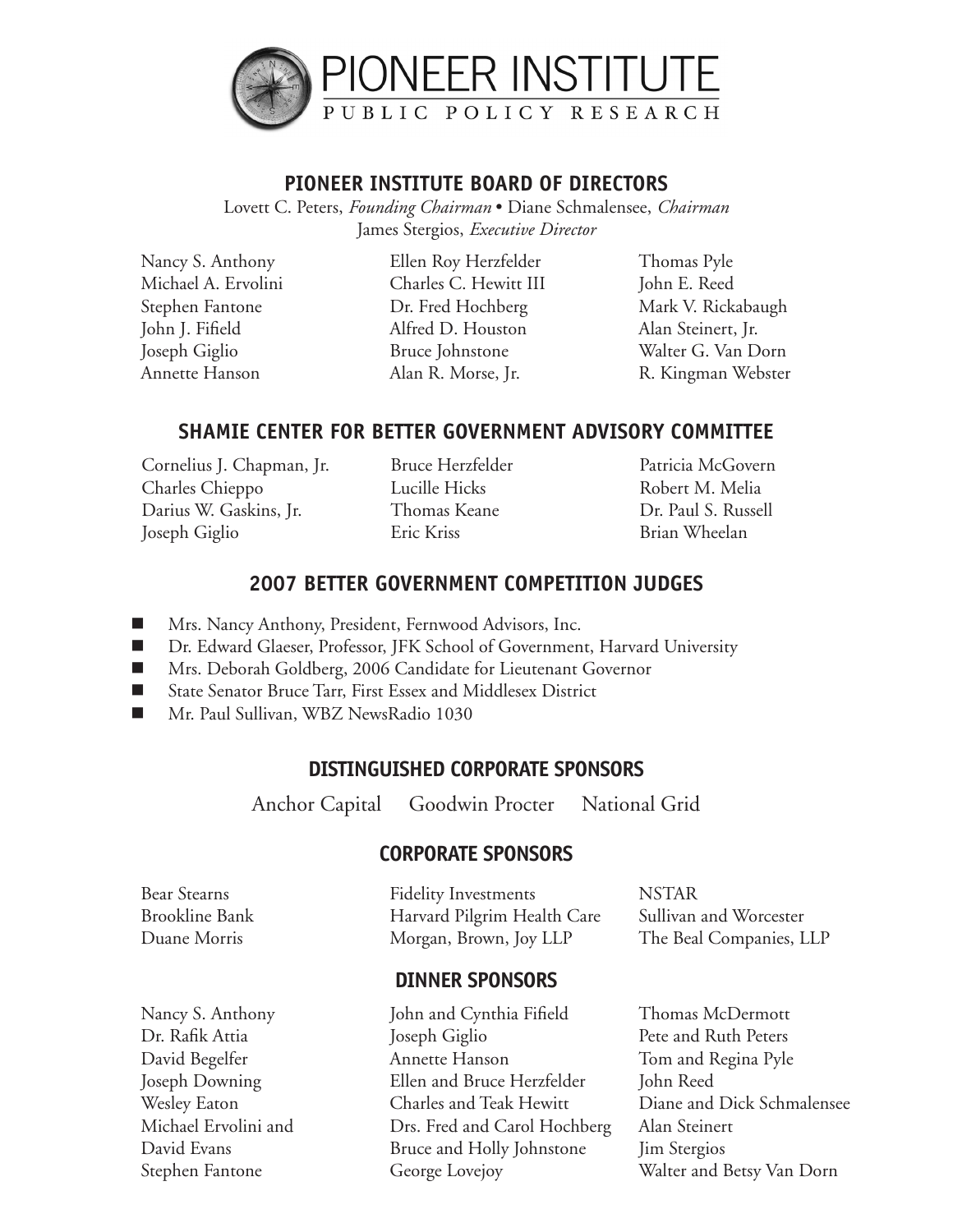# PIONEER INSTITUTE

PUBLIC POLICY RESEARCH

## PIONEER INSTITUTE BOARD OF DIRECTORS

Lovett C. Peters, *Founding Chairman* • Diane Schmalensee, *Chairman*
James Stergios, *Executive Director*

Nancy S. Anthony
Michael A. Ervolini
Stephen Fantone
John J. Fifield
Joseph Giglio
Annette Hanson
Ellen Roy Herzfelder
Charles C. Hewitt III
Dr. Fred Hochberg
Alfred D. Houston
Bruce Johnstone
Alan R. Morse, Jr.
Thomas Pyle
John E. Reed
Mark V. Rickabaugh
Alan Steinert, Jr.
Walter G. Van Dorn
R. Kingman Webster

## SHAMIE CENTER FOR BETTER GOVERNMENT ADVISORY COMMITTEE

Cornelius J. Chapman, Jr.
Charles Chieppo
Darius W. Gaskins, Jr.
Joseph Giglio
Bruce Herzfelder
Lucille Hicks
Thomas Keane
Eric Kriss
Patricia McGovern
Robert M. Melia
Dr. Paul S. Russell
Brian Wheelan

## 2007 BETTER GOVERNMENT COMPETITION JUDGES

- Mrs. Nancy Anthony, President, Fernwood Advisors, Inc.
- Dr. Edward Glaeser, Professor, JFK School of Government, Harvard University
- Mrs. Deborah Goldberg, 2006 Candidate for Lieutenant Governor
- State Senator Bruce Tarr, First Essex and Middlesex District
- Mr. Paul Sullivan, WBZ NewsRadio 1030

## DISTINGUISHED CORPORATE SPONSORS

Anchor Capital    Goodwin Procter    National Grid

## CORPORATE SPONSORS

Bear Stearns
Brookline Bank
Duane Morris
Fidelity Investments
Harvard Pilgrim Health Care
Morgan, Brown, Joy LLP
NSTAR
Sullivan and Worcester
The Beal Companies, LLP

## DINNER SPONSORS

Nancy S. Anthony
Dr. Rafik Attia
David Begelfer
Joseph Downing
Wesley Eaton
Michael Ervolini and David Evans
Stephen Fantone
John and Cynthia Fifield
Joseph Giglio
Annette Hanson
Ellen and Bruce Herzfelder
Charles and Teak Hewitt
Drs. Fred and Carol Hochberg
Bruce and Holly Johnstone
George Lovejoy
Thomas McDermott
Pete and Ruth Peters
Tom and Regina Pyle
John Reed
Diane and Dick Schmalensee
Alan Steinert
Jim Stergios
Walter and Betsy Van Dorn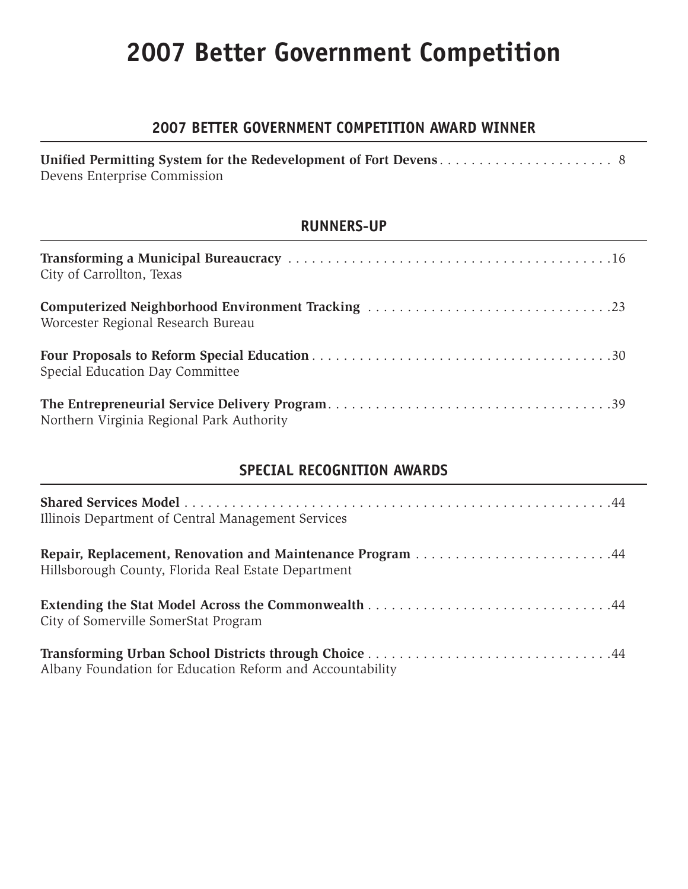# 2007 Better Government Competition

## 2007 BETTER GOVERNMENT COMPETITION AWARD WINNER

**Unified Permitting System for the Redevelopment of Fort Devens** . . . . . . . . . . . . . . . . . . . . . . 8
Devens Enterprise Commission

## RUNNERS-UP

**Transforming a Municipal Bureaucracy** . . . . . . . . . . . . . . . . . . . . . . . . . . . . . . . . . . . . . . . . . 16
City of Carrollton, Texas

**Computerized Neighborhood Environment Tracking** . . . . . . . . . . . . . . . . . . . . . . . . . . . . . . 23
Worcester Regional Research Bureau

**Four Proposals to Reform Special Education** . . . . . . . . . . . . . . . . . . . . . . . . . . . . . . . . . . . . . 30
Special Education Day Committee

**The Entrepreneurial Service Delivery Program** . . . . . . . . . . . . . . . . . . . . . . . . . . . . . . . . . . . 39
Northern Virginia Regional Park Authority

## SPECIAL RECOGNITION AWARDS

**Shared Services Model** . . . . . . . . . . . . . . . . . . . . . . . . . . . . . . . . . . . . . . . . . . . . . . . . . . . . . 44
Illinois Department of Central Management Services

**Repair, Replacement, Renovation and Maintenance Program** . . . . . . . . . . . . . . . . . . . . . . . . . 44
Hillsborough County, Florida Real Estate Department

**Extending the Stat Model Across the Commonwealth** . . . . . . . . . . . . . . . . . . . . . . . . . . . . . . 44
City of Somerville SomerStat Program

**Transforming Urban School Districts through Choice** . . . . . . . . . . . . . . . . . . . . . . . . . . . . . . 44
Albany Foundation for Education Reform and Accountability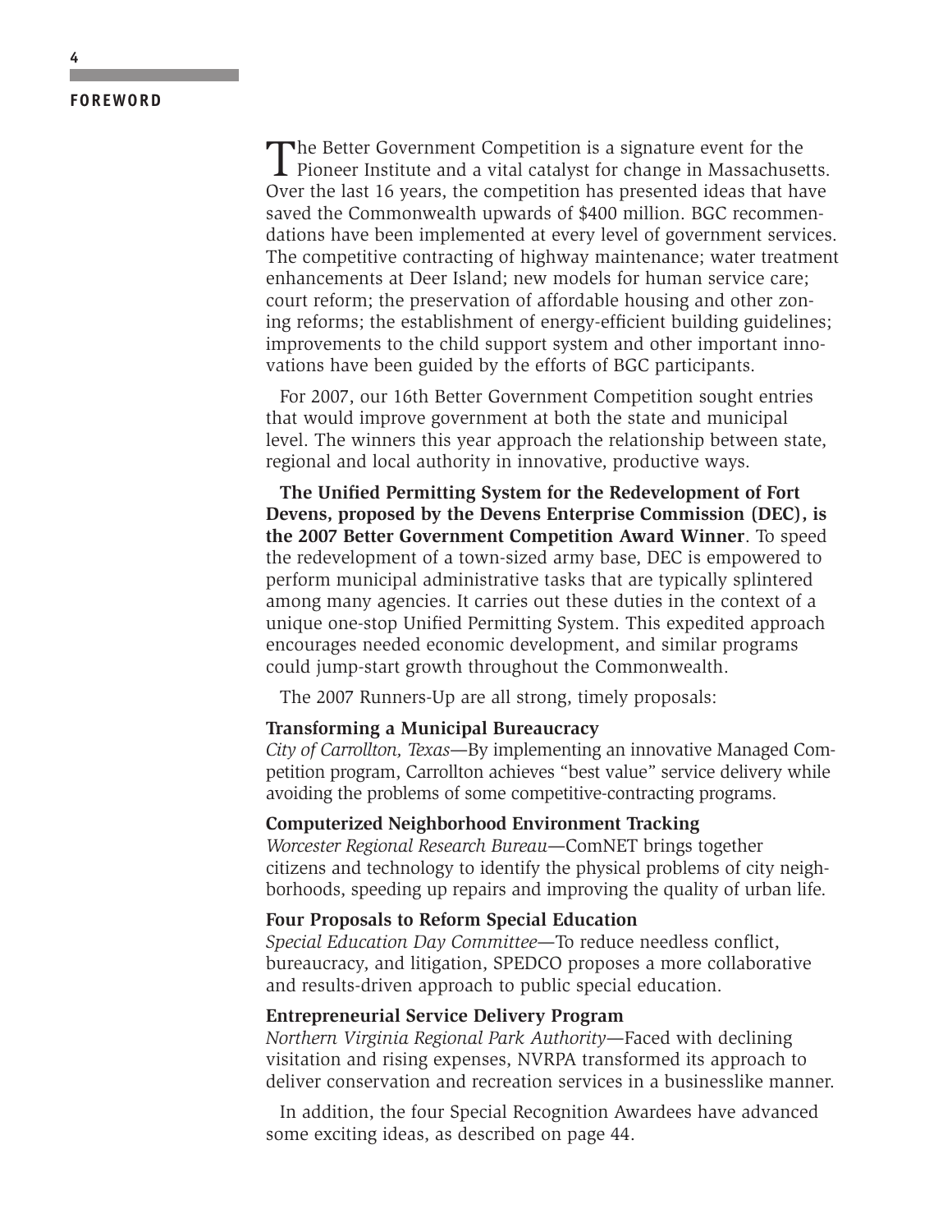## FOREWORD

The Better Government Competition is a signature event for the Pioneer Institute and a vital catalyst for change in Massachusetts. Over the last 16 years, the competition has presented ideas that have saved the Commonwealth upwards of $400 million. BGC recommendations have been implemented at every level of government services. The competitive contracting of highway maintenance; water treatment enhancements at Deer Island; new models for human service care; court reform; the preservation of affordable housing and other zoning reforms; the establishment of energy-efficient building guidelines; improvements to the child support system and other important innovations have been guided by the efforts of BGC participants.

For 2007, our 16th Better Government Competition sought entries that would improve government at both the state and municipal level. The winners this year approach the relationship between state, regional and local authority in innovative, productive ways.

**The Unified Permitting System for the Redevelopment of Fort Devens, proposed by the Devens Enterprise Commission (DEC), is the 2007 Better Government Competition Award Winner**. To speed the redevelopment of a town-sized army base, DEC is empowered to perform municipal administrative tasks that are typically splintered among many agencies. It carries out these duties in the context of a unique one-stop Unified Permitting System. This expedited approach encourages needed economic development, and similar programs could jump-start growth throughout the Commonwealth.

The 2007 Runners-Up are all strong, timely proposals:

**Transforming a Municipal Bureaucracy**
*City of Carrollton, Texas*—By implementing an innovative Managed Competition program, Carrollton achieves "best value" service delivery while avoiding the problems of some competitive-contracting programs.

**Computerized Neighborhood Environment Tracking**
*Worcester Regional Research Bureau*—ComNET brings together citizens and technology to identify the physical problems of city neighborhoods, speeding up repairs and improving the quality of urban life.

**Four Proposals to Reform Special Education**
*Special Education Day Committee*—To reduce needless conflict, bureaucracy, and litigation, SPEDCO proposes a more collaborative and results-driven approach to public special education.

**Entrepreneurial Service Delivery Program**
*Northern Virginia Regional Park Authority*—Faced with declining visitation and rising expenses, NVRPA transformed its approach to deliver conservation and recreation services in a businesslike manner.

In addition, the four Special Recognition Awardees have advanced some exciting ideas, as described on page 44.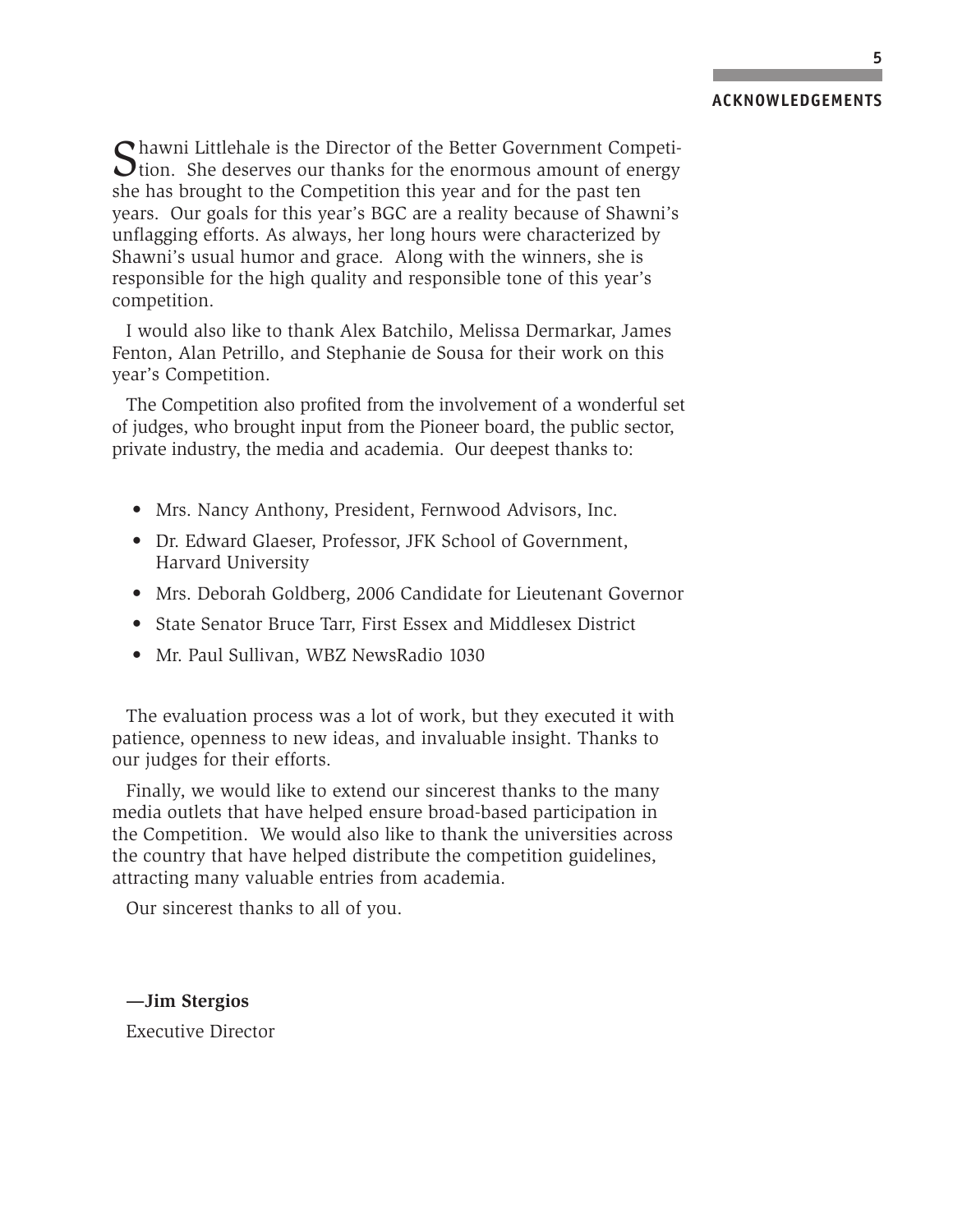## ACKNOWLEDGEMENTS

Shawni Littlehale is the Director of the Better Government Competition. She deserves our thanks for the enormous amount of energy she has brought to the Competition this year and for the past ten years. Our goals for this year's BGC are a reality because of Shawni's unflagging efforts. As always, her long hours were characterized by Shawni's usual humor and grace. Along with the winners, she is responsible for the high quality and responsible tone of this year's competition.

I would also like to thank Alex Batchilo, Melissa Dermarkar, James Fenton, Alan Petrillo, and Stephanie de Sousa for their work on this year's Competition.

The Competition also profited from the involvement of a wonderful set of judges, who brought input from the Pioneer board, the public sector, private industry, the media and academia. Our deepest thanks to:

- Mrs. Nancy Anthony, President, Fernwood Advisors, Inc.
- Dr. Edward Glaeser, Professor, JFK School of Government, Harvard University
- Mrs. Deborah Goldberg, 2006 Candidate for Lieutenant Governor
- State Senator Bruce Tarr, First Essex and Middlesex District
- Mr. Paul Sullivan, WBZ NewsRadio 1030

The evaluation process was a lot of work, but they executed it with patience, openness to new ideas, and invaluable insight. Thanks to our judges for their efforts.

Finally, we would like to extend our sincerest thanks to the many media outlets that have helped ensure broad-based participation in the Competition. We would also like to thank the universities across the country that have helped distribute the competition guidelines, attracting many valuable entries from academia.

Our sincerest thanks to all of you.

**—Jim Stergios**

Executive Director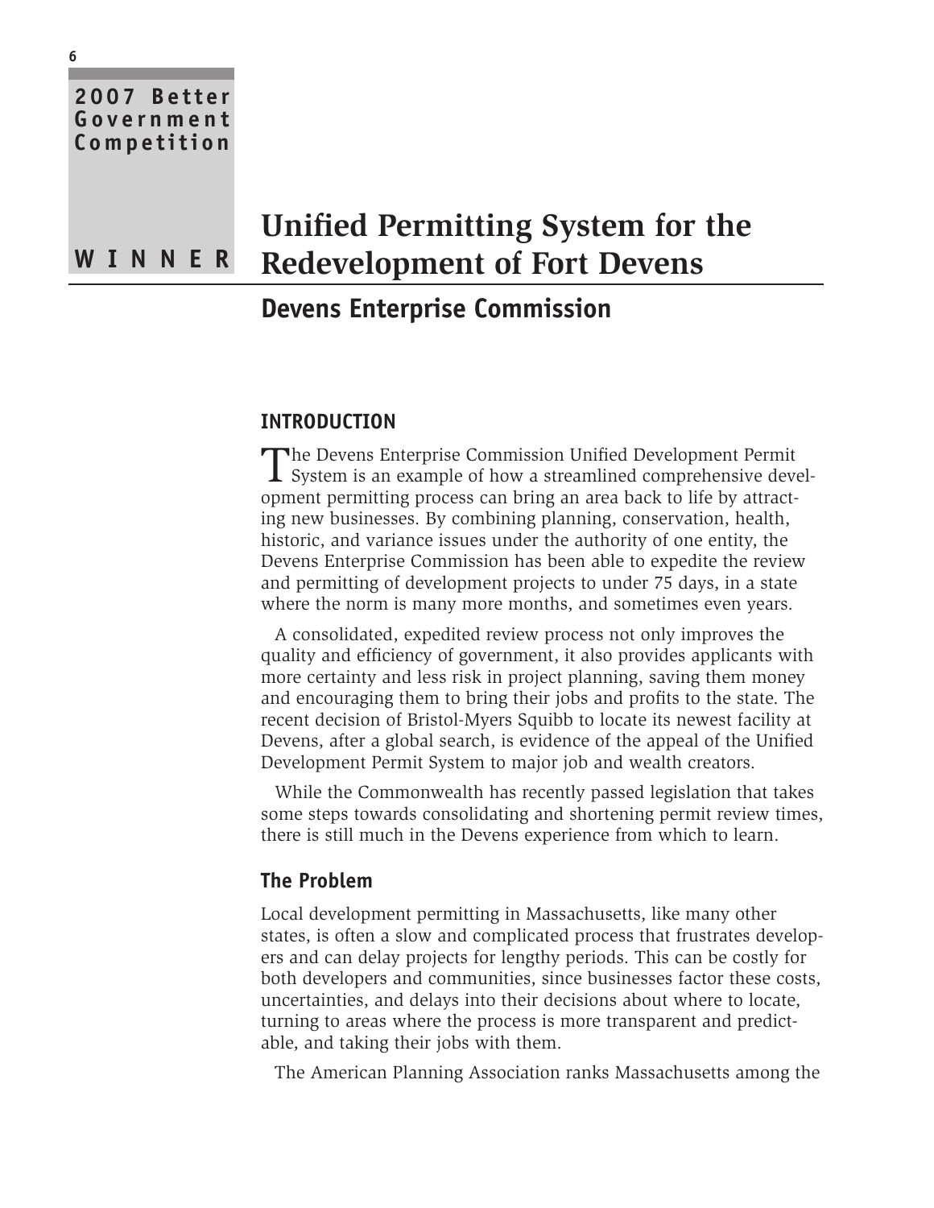2007 Better Government Competition

WINNER

# Unified Permitting System for the Redevelopment of Fort Devens

## Devens Enterprise Commission

### INTRODUCTION

The Devens Enterprise Commission Unified Development Permit System is an example of how a streamlined comprehensive development permitting process can bring an area back to life by attracting new businesses. By combining planning, conservation, health, historic, and variance issues under the authority of one entity, the Devens Enterprise Commission has been able to expedite the review and permitting of development projects to under 75 days, in a state where the norm is many more months, and sometimes even years.

A consolidated, expedited review process not only improves the quality and efficiency of government, it also provides applicants with more certainty and less risk in project planning, saving them money and encouraging them to bring their jobs and profits to the state. The recent decision of Bristol-Myers Squibb to locate its newest facility at Devens, after a global search, is evidence of the appeal of the Unified Development Permit System to major job and wealth creators.

While the Commonwealth has recently passed legislation that takes some steps towards consolidating and shortening permit review times, there is still much in the Devens experience from which to learn.

### The Problem

Local development permitting in Massachusetts, like many other states, is often a slow and complicated process that frustrates developers and can delay projects for lengthy periods. This can be costly for both developers and communities, since businesses factor these costs, uncertainties, and delays into their decisions about where to locate, turning to areas where the process is more transparent and predictable, and taking their jobs with them.

The American Planning Association ranks Massachusetts among the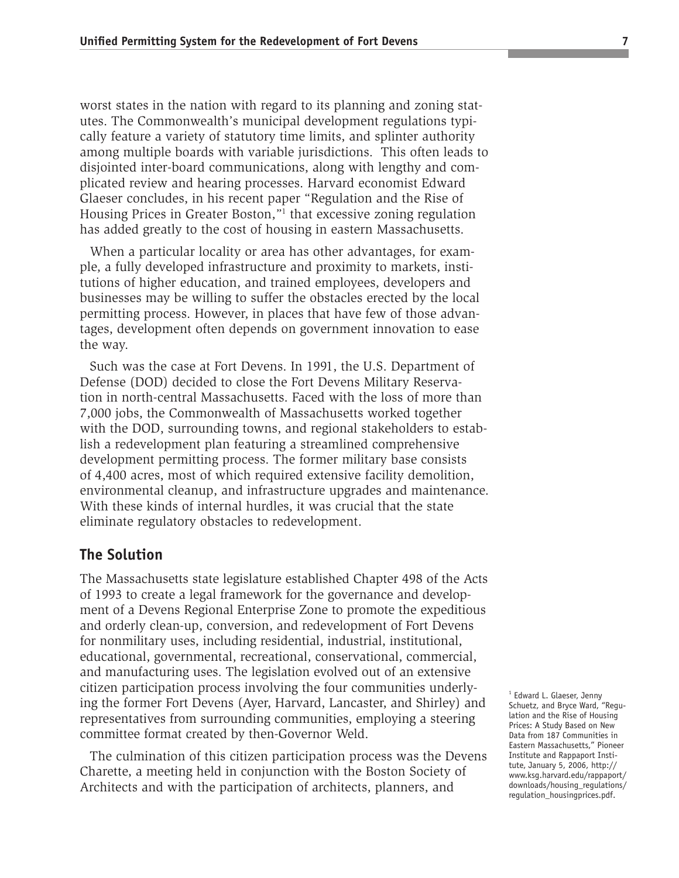worst states in the nation with regard to its planning and zoning statutes. The Commonwealth's municipal development regulations typically feature a variety of statutory time limits, and splinter authority among multiple boards with variable jurisdictions. This often leads to disjointed inter-board communications, along with lengthy and complicated review and hearing processes. Harvard economist Edward Glaeser concludes, in his recent paper "Regulation and the Rise of Housing Prices in Greater Boston,"[1] that excessive zoning regulation has added greatly to the cost of housing in eastern Massachusetts.

When a particular locality or area has other advantages, for example, a fully developed infrastructure and proximity to markets, institutions of higher education, and trained employees, developers and businesses may be willing to suffer the obstacles erected by the local permitting process. However, in places that have few of those advantages, development often depends on government innovation to ease the way.

Such was the case at Fort Devens. In 1991, the U.S. Department of Defense (DOD) decided to close the Fort Devens Military Reservation in north-central Massachusetts. Faced with the loss of more than 7,000 jobs, the Commonwealth of Massachusetts worked together with the DOD, surrounding towns, and regional stakeholders to establish a redevelopment plan featuring a streamlined comprehensive development permitting process. The former military base consists of 4,400 acres, most of which required extensive facility demolition, environmental cleanup, and infrastructure upgrades and maintenance. With these kinds of internal hurdles, it was crucial that the state eliminate regulatory obstacles to redevelopment.

## The Solution

The Massachusetts state legislature established Chapter 498 of the Acts of 1993 to create a legal framework for the governance and development of a Devens Regional Enterprise Zone to promote the expeditious and orderly clean-up, conversion, and redevelopment of Fort Devens for nonmilitary uses, including residential, industrial, institutional, educational, governmental, recreational, conservational, commercial, and manufacturing uses. The legislation evolved out of an extensive citizen participation process involving the four communities underlying the former Fort Devens (Ayer, Harvard, Lancaster, and Shirley) and representatives from surrounding communities, employing a steering committee format created by then-Governor Weld.

The culmination of this citizen participation process was the Devens Charette, a meeting held in conjunction with the Boston Society of Architects and with the participation of architects, planners, and

[1] Edward L. Glaeser, Jenny Schuetz, and Bryce Ward, "Regulation and the Rise of Housing Prices: A Study Based on New Data from 187 Communities in Eastern Massachusetts," Pioneer Institute and Rappaport Institute, January 5, 2006, http://www.ksg.harvard.edu/rappaport/downloads/housing_regulations/regulation_housingprices.pdf.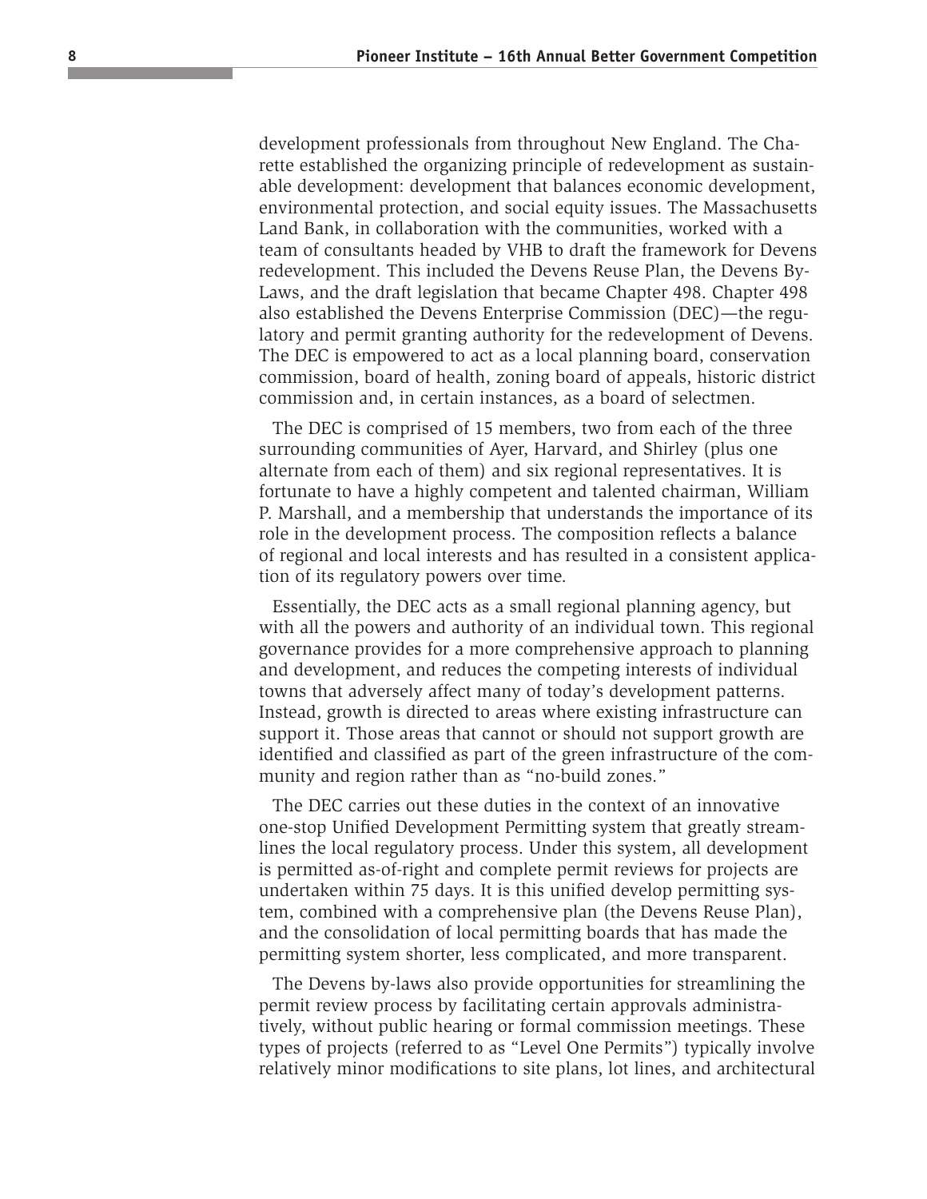development professionals from throughout New England. The Charette established the organizing principle of redevelopment as sustainable development: development that balances economic development, environmental protection, and social equity issues. The Massachusetts Land Bank, in collaboration with the communities, worked with a team of consultants headed by VHB to draft the framework for Devens redevelopment. This included the Devens Reuse Plan, the Devens By-Laws, and the draft legislation that became Chapter 498. Chapter 498 also established the Devens Enterprise Commission (DEC)—the regulatory and permit granting authority for the redevelopment of Devens. The DEC is empowered to act as a local planning board, conservation commission, board of health, zoning board of appeals, historic district commission and, in certain instances, as a board of selectmen.

The DEC is comprised of 15 members, two from each of the three surrounding communities of Ayer, Harvard, and Shirley (plus one alternate from each of them) and six regional representatives. It is fortunate to have a highly competent and talented chairman, William P. Marshall, and a membership that understands the importance of its role in the development process. The composition reflects a balance of regional and local interests and has resulted in a consistent application of its regulatory powers over time.

Essentially, the DEC acts as a small regional planning agency, but with all the powers and authority of an individual town. This regional governance provides for a more comprehensive approach to planning and development, and reduces the competing interests of individual towns that adversely affect many of today's development patterns. Instead, growth is directed to areas where existing infrastructure can support it. Those areas that cannot or should not support growth are identified and classified as part of the green infrastructure of the community and region rather than as "no-build zones."

The DEC carries out these duties in the context of an innovative one-stop Unified Development Permitting system that greatly streamlines the local regulatory process. Under this system, all development is permitted as-of-right and complete permit reviews for projects are undertaken within 75 days. It is this unified develop permitting system, combined with a comprehensive plan (the Devens Reuse Plan), and the consolidation of local permitting boards that has made the permitting system shorter, less complicated, and more transparent.

The Devens by-laws also provide opportunities for streamlining the permit review process by facilitating certain approvals administratively, without public hearing or formal commission meetings. These types of projects (referred to as "Level One Permits") typically involve relatively minor modifications to site plans, lot lines, and architectural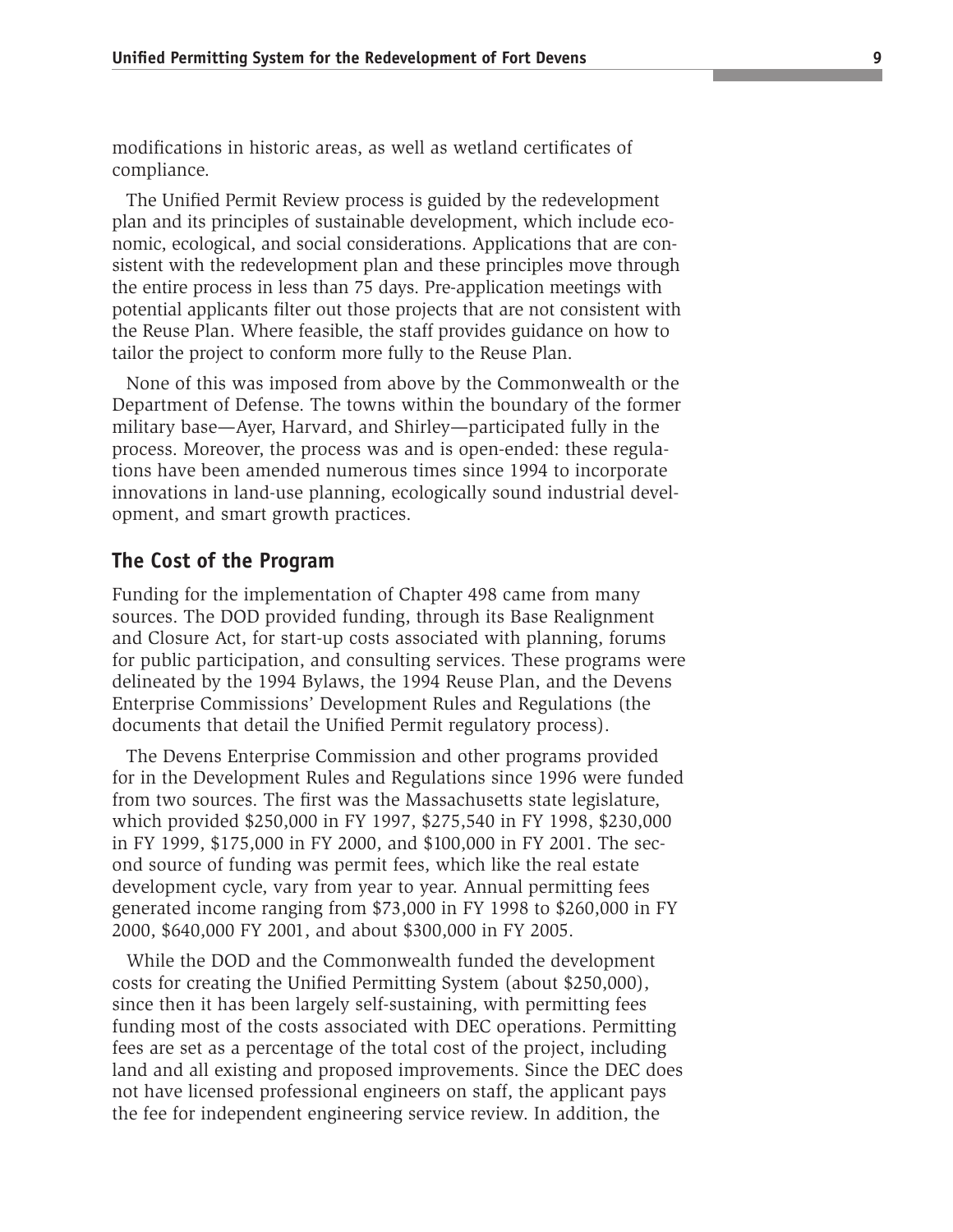modifications in historic areas, as well as wetland certificates of compliance.

The Unified Permit Review process is guided by the redevelopment plan and its principles of sustainable development, which include economic, ecological, and social considerations. Applications that are consistent with the redevelopment plan and these principles move through the entire process in less than 75 days. Pre-application meetings with potential applicants filter out those projects that are not consistent with the Reuse Plan. Where feasible, the staff provides guidance on how to tailor the project to conform more fully to the Reuse Plan.

None of this was imposed from above by the Commonwealth or the Department of Defense. The towns within the boundary of the former military base—Ayer, Harvard, and Shirley—participated fully in the process. Moreover, the process was and is open-ended: these regulations have been amended numerous times since 1994 to incorporate innovations in land-use planning, ecologically sound industrial development, and smart growth practices.

## The Cost of the Program

Funding for the implementation of Chapter 498 came from many sources. The DOD provided funding, through its Base Realignment and Closure Act, for start-up costs associated with planning, forums for public participation, and consulting services. These programs were delineated by the 1994 Bylaws, the 1994 Reuse Plan, and the Devens Enterprise Commissions' Development Rules and Regulations (the documents that detail the Unified Permit regulatory process).

The Devens Enterprise Commission and other programs provided for in the Development Rules and Regulations since 1996 were funded from two sources. The first was the Massachusetts state legislature, which provided $250,000 in FY 1997, $275,540 in FY 1998, $230,000 in FY 1999, $175,000 in FY 2000, and $100,000 in FY 2001. The second source of funding was permit fees, which like the real estate development cycle, vary from year to year. Annual permitting fees generated income ranging from $73,000 in FY 1998 to $260,000 in FY 2000, $640,000 FY 2001, and about $300,000 in FY 2005.

While the DOD and the Commonwealth funded the development costs for creating the Unified Permitting System (about $250,000), since then it has been largely self-sustaining, with permitting fees funding most of the costs associated with DEC operations. Permitting fees are set as a percentage of the total cost of the project, including land and all existing and proposed improvements. Since the DEC does not have licensed professional engineers on staff, the applicant pays the fee for independent engineering service review. In addition, the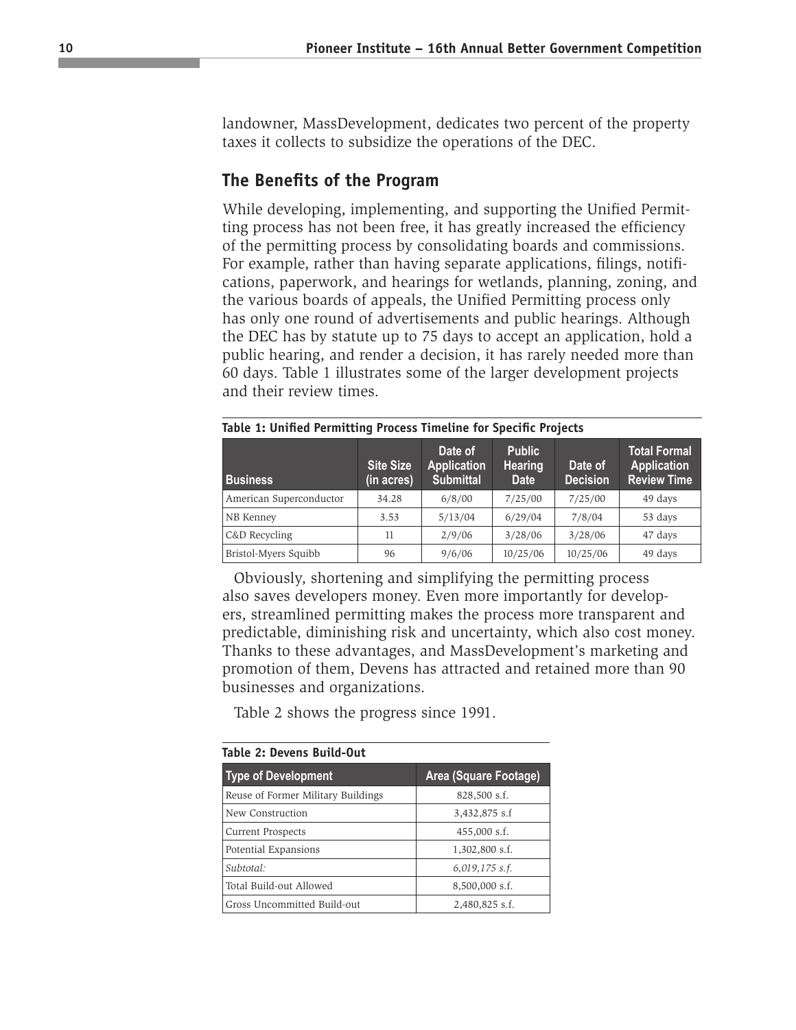landowner, MassDevelopment, dedicates two percent of the property taxes it collects to subsidize the operations of the DEC.

## The Benefits of the Program

While developing, implementing, and supporting the Unified Permitting process has not been free, it has greatly increased the efficiency of the permitting process by consolidating boards and commissions. For example, rather than having separate applications, filings, notifications, paperwork, and hearings for wetlands, planning, zoning, and the various boards of appeals, the Unified Permitting process only has only one round of advertisements and public hearings. Although the DEC has by statute up to 75 days to accept an application, hold a public hearing, and render a decision, it has rarely needed more than 60 days. Table 1 illustrates some of the larger development projects and their review times.

**Table 1: Unified Permitting Process Timeline for Specific Projects**

| Business | Site Size (in acres) | Date of Application Submittal | Public Hearing Date | Date of Decision | Total Formal Application Review Time |
|---|---|---|---|---|---|
| American Superconductor | 34.28 | 6/8/00 | 7/25/00 | 7/25/00 | 49 days |
| NB Kenney | 3.53 | 5/13/04 | 6/29/04 | 7/8/04 | 53 days |
| C&D Recycling | 11 | 2/9/06 | 3/28/06 | 3/28/06 | 47 days |
| Bristol-Myers Squibb | 96 | 9/6/06 | 10/25/06 | 10/25/06 | 49 days |

Obviously, shortening and simplifying the permitting process also saves developers money. Even more importantly for developers, streamlined permitting makes the process more transparent and predictable, diminishing risk and uncertainty, which also cost money. Thanks to these advantages, and MassDevelopment's marketing and promotion of them, Devens has attracted and retained more than 90 businesses and organizations.

Table 2 shows the progress since 1991.

**Table 2: Devens Build-Out**

| Type of Development | Area (Square Footage) |
|---|---|
| Reuse of Former Military Buildings | 828,500 s.f. |
| New Construction | 3,432,875 s.f |
| Current Prospects | 455,000 s.f. |
| Potential Expansions | 1,302,800 s.f. |
| *Subtotal:* | *6,019,175 s.f.* |
| Total Build-out Allowed | 8,500,000 s.f. |
| Gross Uncommitted Build-out | 2,480,825 s.f. |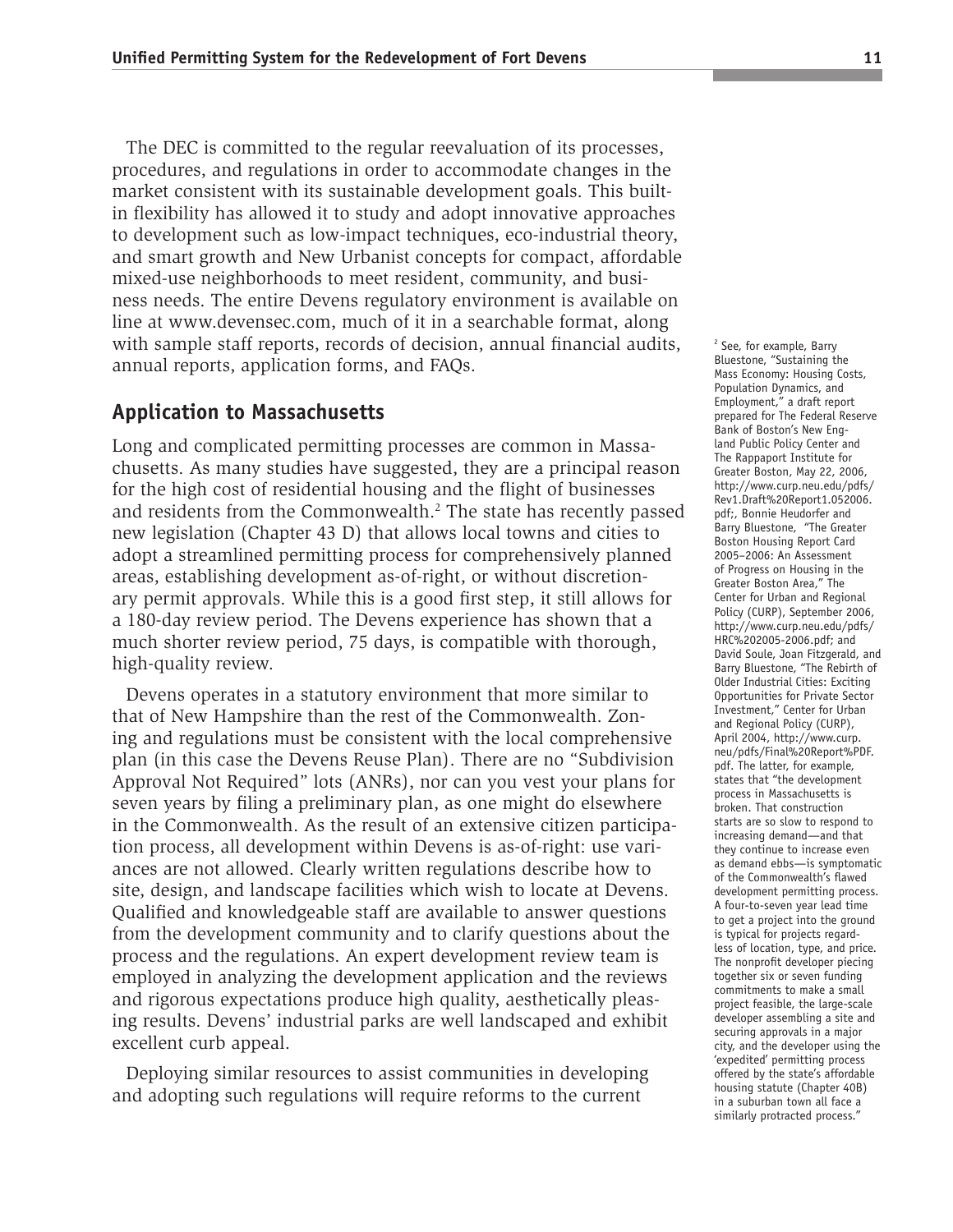The DEC is committed to the regular reevaluation of its processes, procedures, and regulations in order to accommodate changes in the market consistent with its sustainable development goals. This built-in flexibility has allowed it to study and adopt innovative approaches to development such as low-impact techniques, eco-industrial theory, and smart growth and New Urbanist concepts for compact, affordable mixed-use neighborhoods to meet resident, community, and business needs. The entire Devens regulatory environment is available on line at www.devensec.com, much of it in a searchable format, along with sample staff reports, records of decision, annual financial audits, annual reports, application forms, and FAQs.

## Application to Massachusetts

Long and complicated permitting processes are common in Massachusetts. As many studies have suggested, they are a principal reason for the high cost of residential housing and the flight of businesses and residents from the Commonwealth.[2] The state has recently passed new legislation (Chapter 43 D) that allows local towns and cities to adopt a streamlined permitting process for comprehensively planned areas, establishing development as-of-right, or without discretionary permit approvals. While this is a good first step, it still allows for a 180-day review period. The Devens experience has shown that a much shorter review period, 75 days, is compatible with thorough, high-quality review.

Devens operates in a statutory environment that more similar to that of New Hampshire than the rest of the Commonwealth. Zoning and regulations must be consistent with the local comprehensive plan (in this case the Devens Reuse Plan). There are no "Subdivision Approval Not Required" lots (ANRs), nor can you vest your plans for seven years by filing a preliminary plan, as one might do elsewhere in the Commonwealth. As the result of an extensive citizen participation process, all development within Devens is as-of-right: use variances are not allowed. Clearly written regulations describe how to site, design, and landscape facilities which wish to locate at Devens. Qualified and knowledgeable staff are available to answer questions from the development community and to clarify questions about the process and the regulations. An expert development review team is employed in analyzing the development application and the reviews and rigorous expectations produce high quality, aesthetically pleasing results. Devens' industrial parks are well landscaped and exhibit excellent curb appeal.

Deploying similar resources to assist communities in developing and adopting such regulations will require reforms to the current

[2] See, for example, Barry Bluestone, "Sustaining the Mass Economy: Housing Costs, Population Dynamics, and Employment," a draft report prepared for The Federal Reserve Bank of Boston's New England Public Policy Center and The Rappaport Institute for Greater Boston, May 22, 2006, http://www.curp.neu.edu/pdfs/Rev1.Draft%20Report1.052006.pdf;, Bonnie Heudorfer and Barry Bluestone, "The Greater Boston Housing Report Card 2005–2006: An Assessment of Progress on Housing in the Greater Boston Area," The Center for Urban and Regional Policy (CURP), September 2006, http://www.curp.neu.edu/pdfs/HRC%202005-2006.pdf; and David Soule, Joan Fitzgerald, and Barry Bluestone, "The Rebirth of Older Industrial Cities: Exciting Opportunities for Private Sector Investment," Center for Urban and Regional Policy (CURP), April 2004, http://www.curp.neu/pdfs/Final%20Report%PDF.pdf. The latter, for example, states that "the development process in Massachusetts is broken. That construction starts are so slow to respond to increasing demand—and that they continue to increase even as demand ebbs—is symptomatic of the Commonwealth's flawed development permitting process. A four-to-seven year lead time to get a project into the ground is typical for projects regardless of location, type, and price. The nonprofit developer piecing together six or seven funding commitments to make a small project feasible, the large-scale developer assembling a site and securing approvals in a major city, and the developer using the 'expedited' permitting process offered by the state's affordable housing statute (Chapter 40B) in a suburban town all face a similarly protracted process."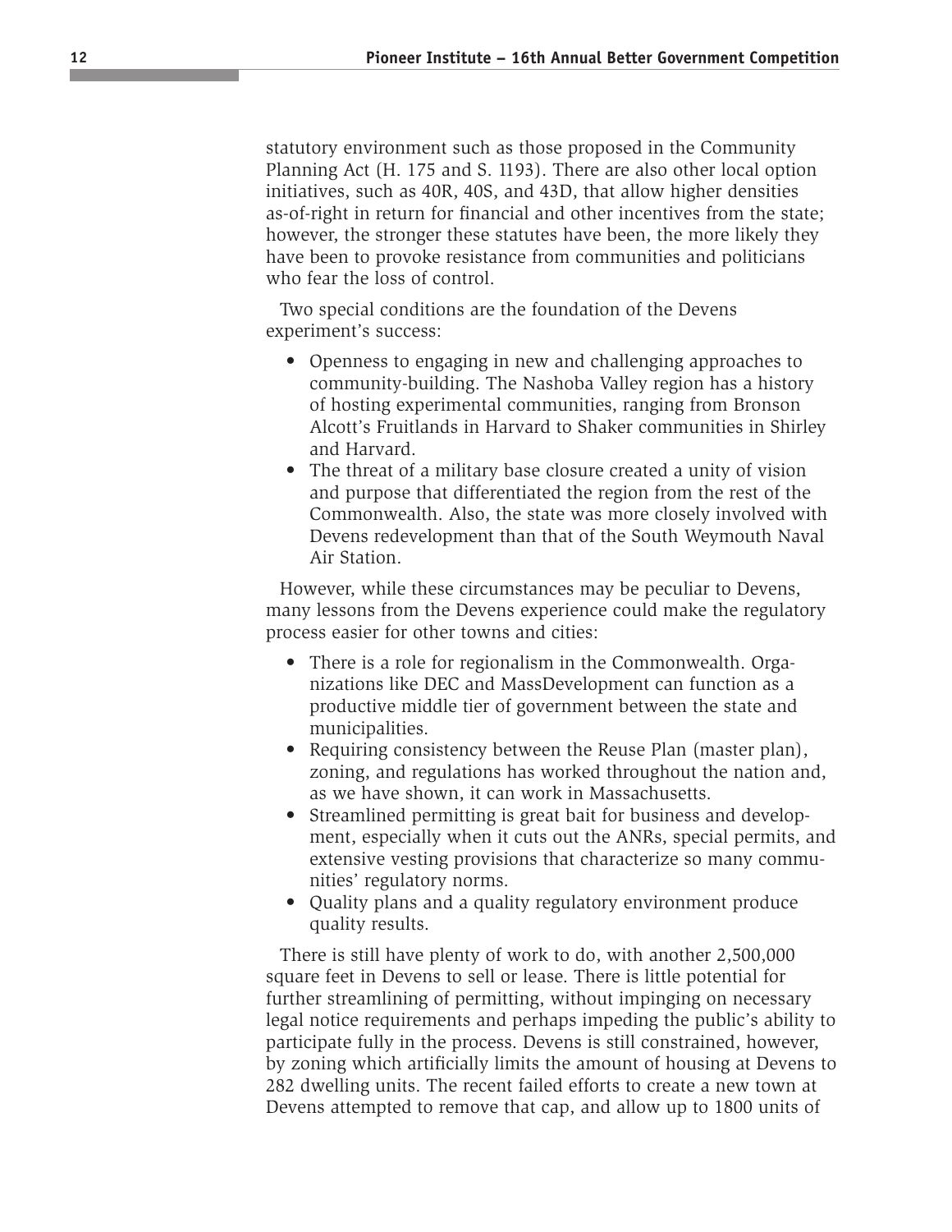statutory environment such as those proposed in the Community Planning Act (H. 175 and S. 1193). There are also other local option initiatives, such as 40R, 40S, and 43D, that allow higher densities as-of-right in return for financial and other incentives from the state; however, the stronger these statutes have been, the more likely they have been to provoke resistance from communities and politicians who fear the loss of control.

Two special conditions are the foundation of the Devens experiment's success:

- Openness to engaging in new and challenging approaches to community-building. The Nashoba Valley region has a history of hosting experimental communities, ranging from Bronson Alcott's Fruitlands in Harvard to Shaker communities in Shirley and Harvard.
- The threat of a military base closure created a unity of vision and purpose that differentiated the region from the rest of the Commonwealth. Also, the state was more closely involved with Devens redevelopment than that of the South Weymouth Naval Air Station.

However, while these circumstances may be peculiar to Devens, many lessons from the Devens experience could make the regulatory process easier for other towns and cities:

- There is a role for regionalism in the Commonwealth. Organizations like DEC and MassDevelopment can function as a productive middle tier of government between the state and municipalities.
- Requiring consistency between the Reuse Plan (master plan), zoning, and regulations has worked throughout the nation and, as we have shown, it can work in Massachusetts.
- Streamlined permitting is great bait for business and development, especially when it cuts out the ANRs, special permits, and extensive vesting provisions that characterize so many communities' regulatory norms.
- Quality plans and a quality regulatory environment produce quality results.

There is still have plenty of work to do, with another 2,500,000 square feet in Devens to sell or lease. There is little potential for further streamlining of permitting, without impinging on necessary legal notice requirements and perhaps impeding the public's ability to participate fully in the process. Devens is still constrained, however, by zoning which artificially limits the amount of housing at Devens to 282 dwelling units. The recent failed efforts to create a new town at Devens attempted to remove that cap, and allow up to 1800 units of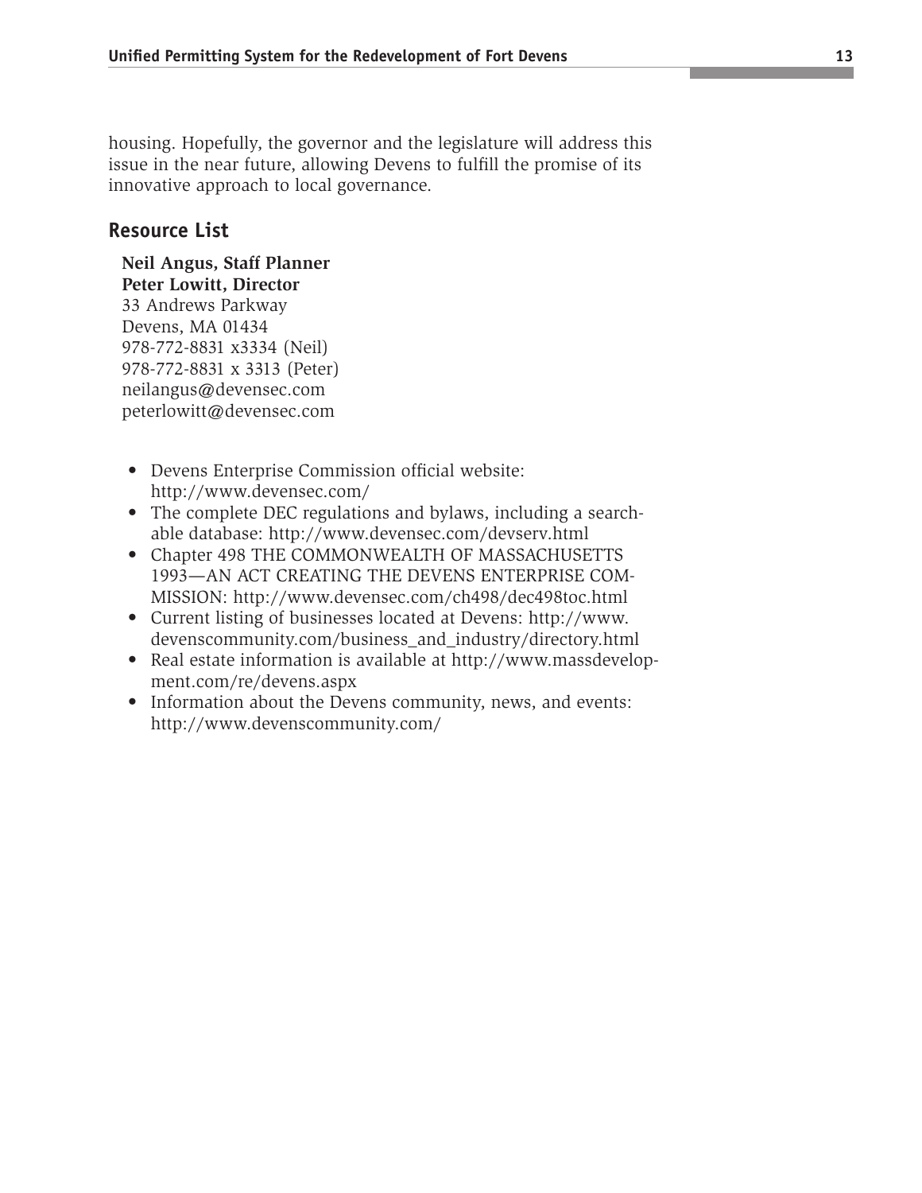housing. Hopefully, the governor and the legislature will address this issue in the near future, allowing Devens to fulfill the promise of its innovative approach to local governance.

## Resource List

**Neil Angus, Staff Planner**
**Peter Lowitt, Director**
33 Andrews Parkway
Devens, MA 01434
978-772-8831 x3334 (Neil)
978-772-8831 x 3313 (Peter)
neilangus@devensec.com
peterlowitt@devensec.com

- Devens Enterprise Commission official website: http://www.devensec.com/
- The complete DEC regulations and bylaws, including a searchable database: http://www.devensec.com/devserv.html
- Chapter 498 THE COMMONWEALTH OF MASSACHUSETTS 1993—AN ACT CREATING THE DEVENS ENTERPRISE COMMISSION: http://www.devensec.com/ch498/dec498toc.html
- Current listing of businesses located at Devens: http://www.devenscommunity.com/business_and_industry/directory.html
- Real estate information is available at http://www.massdevelopment.com/re/devens.aspx
- Information about the Devens community, news, and events: http://www.devenscommunity.com/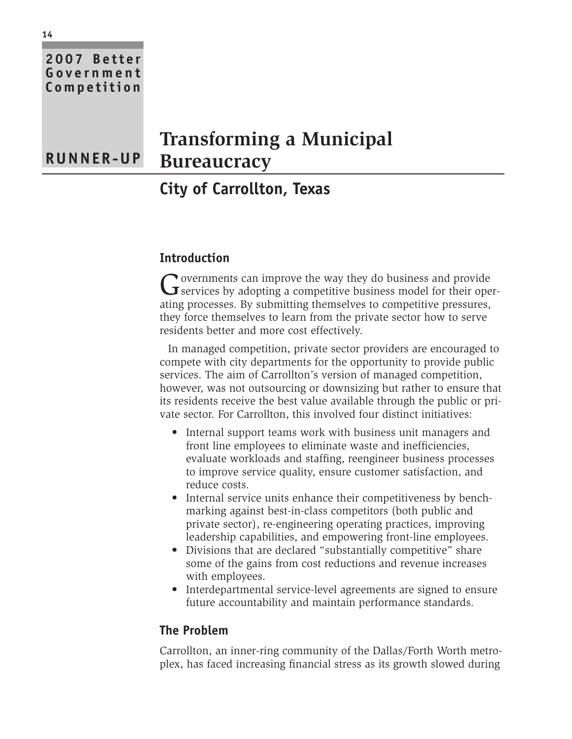2007 Better Government Competition

RUNNER-UP

# Transforming a Municipal Bureaucracy

## City of Carrollton, Texas

### Introduction

Governments can improve the way they do business and provide services by adopting a competitive business model for their operating processes. By submitting themselves to competitive pressures, they force themselves to learn from the private sector how to serve residents better and more cost effectively.

In managed competition, private sector providers are encouraged to compete with city departments for the opportunity to provide public services. The aim of Carrollton's version of managed competition, however, was not outsourcing or downsizing but rather to ensure that its residents receive the best value available through the public or private sector. For Carrollton, this involved four distinct initiatives:

- Internal support teams work with business unit managers and front line employees to eliminate waste and inefficiencies, evaluate workloads and staffing, reengineer business processes to improve service quality, ensure customer satisfaction, and reduce costs.
- Internal service units enhance their competitiveness by benchmarking against best-in-class competitors (both public and private sector), re-engineering operating practices, improving leadership capabilities, and empowering front-line employees.
- Divisions that are declared "substantially competitive" share some of the gains from cost reductions and revenue increases with employees.
- Interdepartmental service-level agreements are signed to ensure future accountability and maintain performance standards.

### The Problem

Carrollton, an inner-ring community of the Dallas/Forth Worth metroplex, has faced increasing financial stress as its growth slowed during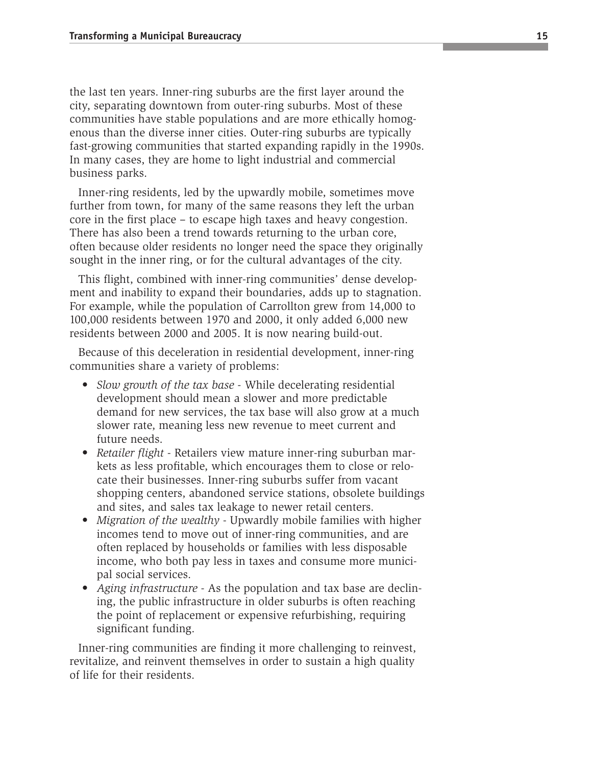the last ten years. Inner-ring suburbs are the first layer around the city, separating downtown from outer-ring suburbs. Most of these communities have stable populations and are more ethically homogenous than the diverse inner cities. Outer-ring suburbs are typically fast-growing communities that started expanding rapidly in the 1990s. In many cases, they are home to light industrial and commercial business parks.

Inner-ring residents, led by the upwardly mobile, sometimes move further from town, for many of the same reasons they left the urban core in the first place – to escape high taxes and heavy congestion. There has also been a trend towards returning to the urban core, often because older residents no longer need the space they originally sought in the inner ring, or for the cultural advantages of the city.

This flight, combined with inner-ring communities' dense development and inability to expand their boundaries, adds up to stagnation. For example, while the population of Carrollton grew from 14,000 to 100,000 residents between 1970 and 2000, it only added 6,000 new residents between 2000 and 2005. It is now nearing build-out.

Because of this deceleration in residential development, inner-ring communities share a variety of problems:

- *Slow growth of the tax base* - While decelerating residential development should mean a slower and more predictable demand for new services, the tax base will also grow at a much slower rate, meaning less new revenue to meet current and future needs.
- *Retailer flight* - Retailers view mature inner-ring suburban markets as less profitable, which encourages them to close or relocate their businesses. Inner-ring suburbs suffer from vacant shopping centers, abandoned service stations, obsolete buildings and sites, and sales tax leakage to newer retail centers.
- *Migration of the wealthy* - Upwardly mobile families with higher incomes tend to move out of inner-ring communities, and are often replaced by households or families with less disposable income, who both pay less in taxes and consume more municipal social services.
- *Aging infrastructure* - As the population and tax base are declining, the public infrastructure in older suburbs is often reaching the point of replacement or expensive refurbishing, requiring significant funding.

Inner-ring communities are finding it more challenging to reinvest, revitalize, and reinvent themselves in order to sustain a high quality of life for their residents.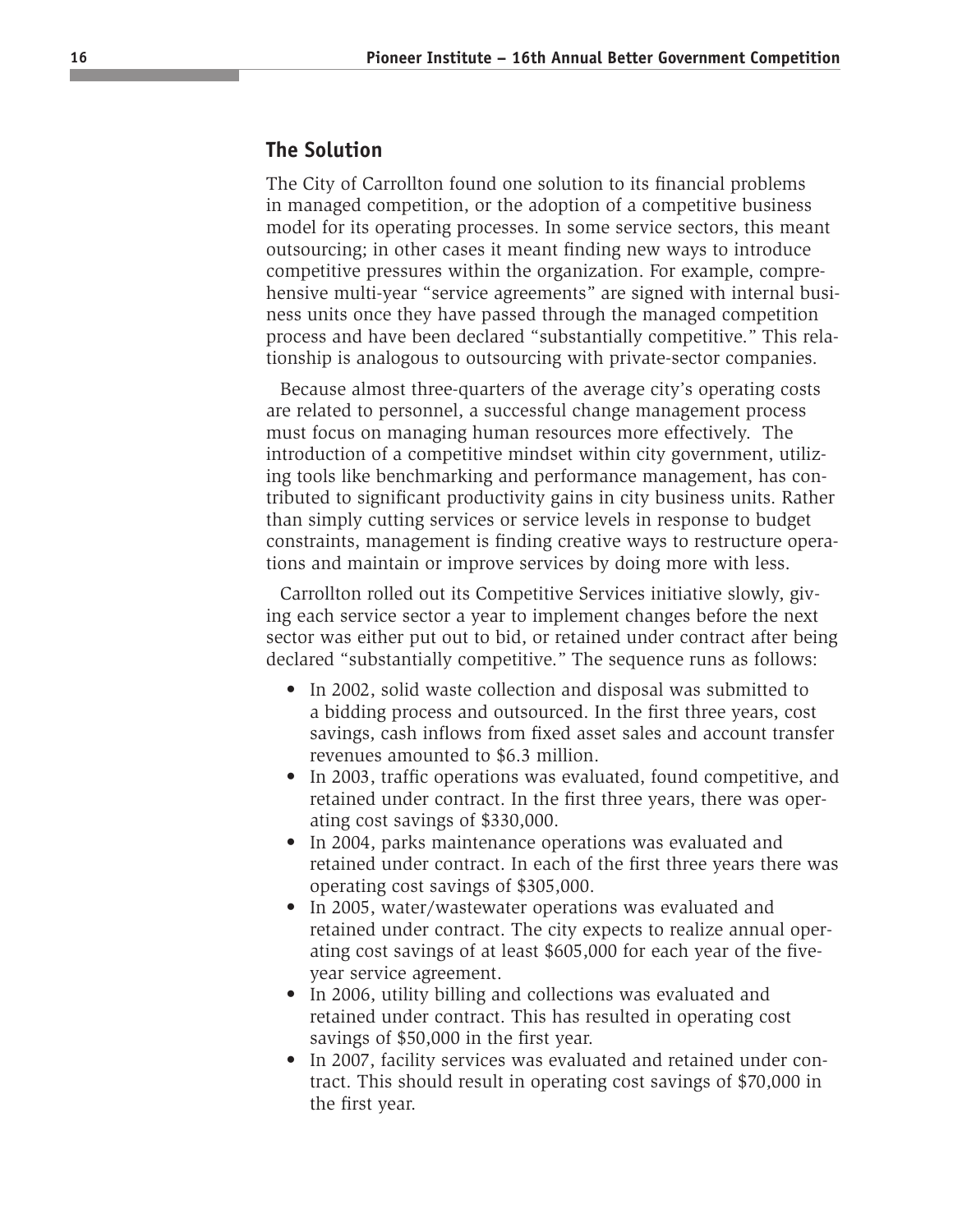## The Solution

The City of Carrollton found one solution to its financial problems in managed competition, or the adoption of a competitive business model for its operating processes. In some service sectors, this meant outsourcing; in other cases it meant finding new ways to introduce competitive pressures within the organization. For example, comprehensive multi-year "service agreements" are signed with internal business units once they have passed through the managed competition process and have been declared "substantially competitive." This relationship is analogous to outsourcing with private-sector companies.

Because almost three-quarters of the average city's operating costs are related to personnel, a successful change management process must focus on managing human resources more effectively. The introduction of a competitive mindset within city government, utilizing tools like benchmarking and performance management, has contributed to significant productivity gains in city business units. Rather than simply cutting services or service levels in response to budget constraints, management is finding creative ways to restructure operations and maintain or improve services by doing more with less.

Carrollton rolled out its Competitive Services initiative slowly, giving each service sector a year to implement changes before the next sector was either put out to bid, or retained under contract after being declared "substantially competitive." The sequence runs as follows:

- In 2002, solid waste collection and disposal was submitted to a bidding process and outsourced. In the first three years, cost savings, cash inflows from fixed asset sales and account transfer revenues amounted to $6.3 million.
- In 2003, traffic operations was evaluated, found competitive, and retained under contract. In the first three years, there was operating cost savings of $330,000.
- In 2004, parks maintenance operations was evaluated and retained under contract. In each of the first three years there was operating cost savings of $305,000.
- In 2005, water/wastewater operations was evaluated and retained under contract. The city expects to realize annual operating cost savings of at least $605,000 for each year of the five-year service agreement.
- In 2006, utility billing and collections was evaluated and retained under contract. This has resulted in operating cost savings of $50,000 in the first year.
- In 2007, facility services was evaluated and retained under contract. This should result in operating cost savings of $70,000 in the first year.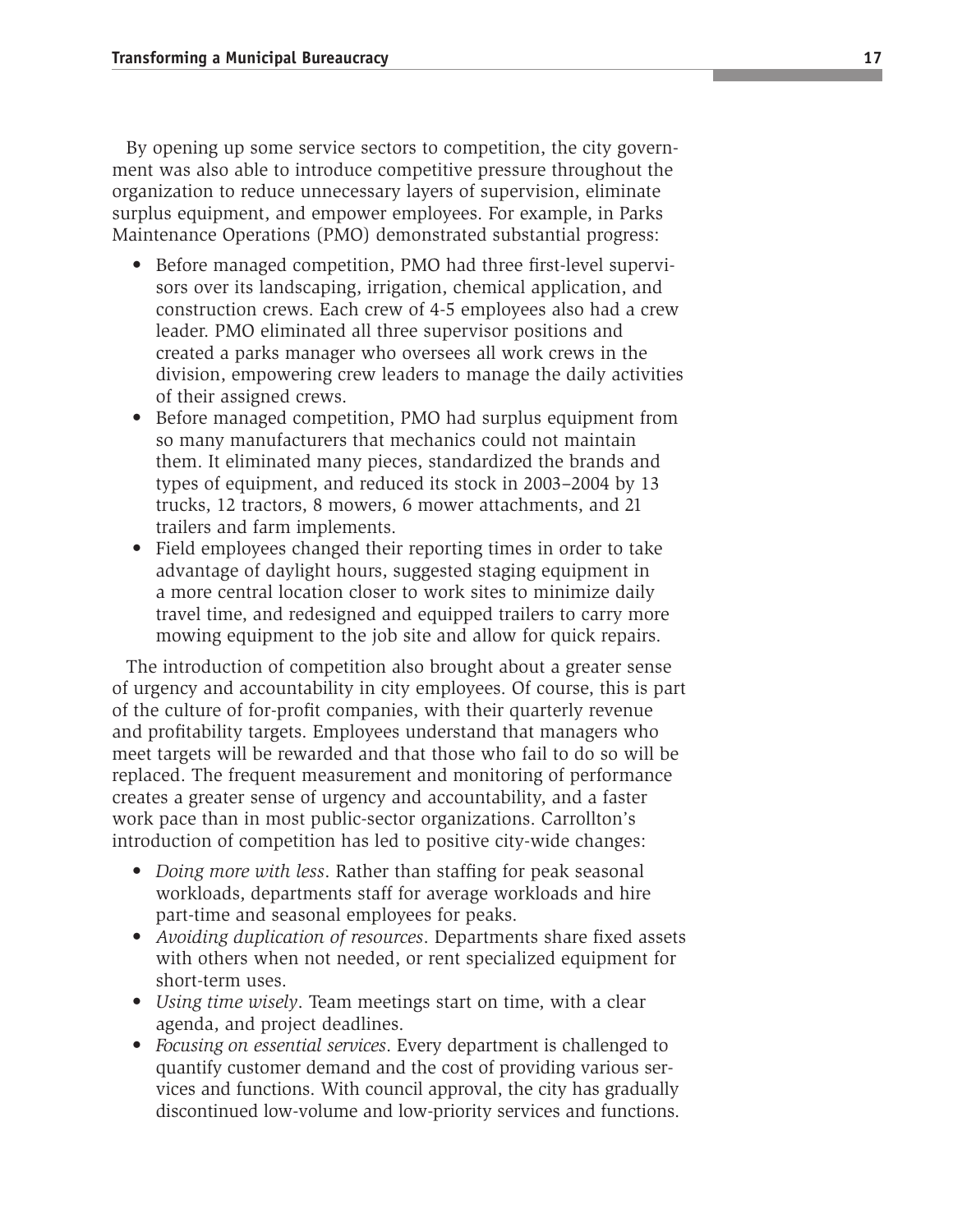By opening up some service sectors to competition, the city government was also able to introduce competitive pressure throughout the organization to reduce unnecessary layers of supervision, eliminate surplus equipment, and empower employees. For example, in Parks Maintenance Operations (PMO) demonstrated substantial progress:

- Before managed competition, PMO had three first-level supervisors over its landscaping, irrigation, chemical application, and construction crews. Each crew of 4-5 employees also had a crew leader. PMO eliminated all three supervisor positions and created a parks manager who oversees all work crews in the division, empowering crew leaders to manage the daily activities of their assigned crews.
- Before managed competition, PMO had surplus equipment from so many manufacturers that mechanics could not maintain them. It eliminated many pieces, standardized the brands and types of equipment, and reduced its stock in 2003–2004 by 13 trucks, 12 tractors, 8 mowers, 6 mower attachments, and 21 trailers and farm implements.
- Field employees changed their reporting times in order to take advantage of daylight hours, suggested staging equipment in a more central location closer to work sites to minimize daily travel time, and redesigned and equipped trailers to carry more mowing equipment to the job site and allow for quick repairs.

The introduction of competition also brought about a greater sense of urgency and accountability in city employees. Of course, this is part of the culture of for-profit companies, with their quarterly revenue and profitability targets. Employees understand that managers who meet targets will be rewarded and that those who fail to do so will be replaced. The frequent measurement and monitoring of performance creates a greater sense of urgency and accountability, and a faster work pace than in most public-sector organizations. Carrollton's introduction of competition has led to positive city-wide changes:

- *Doing more with less*. Rather than staffing for peak seasonal workloads, departments staff for average workloads and hire part-time and seasonal employees for peaks.
- *Avoiding duplication of resources*. Departments share fixed assets with others when not needed, or rent specialized equipment for short-term uses.
- *Using time wisely*. Team meetings start on time, with a clear agenda, and project deadlines.
- *Focusing on essential services*. Every department is challenged to quantify customer demand and the cost of providing various services and functions. With council approval, the city has gradually discontinued low-volume and low-priority services and functions.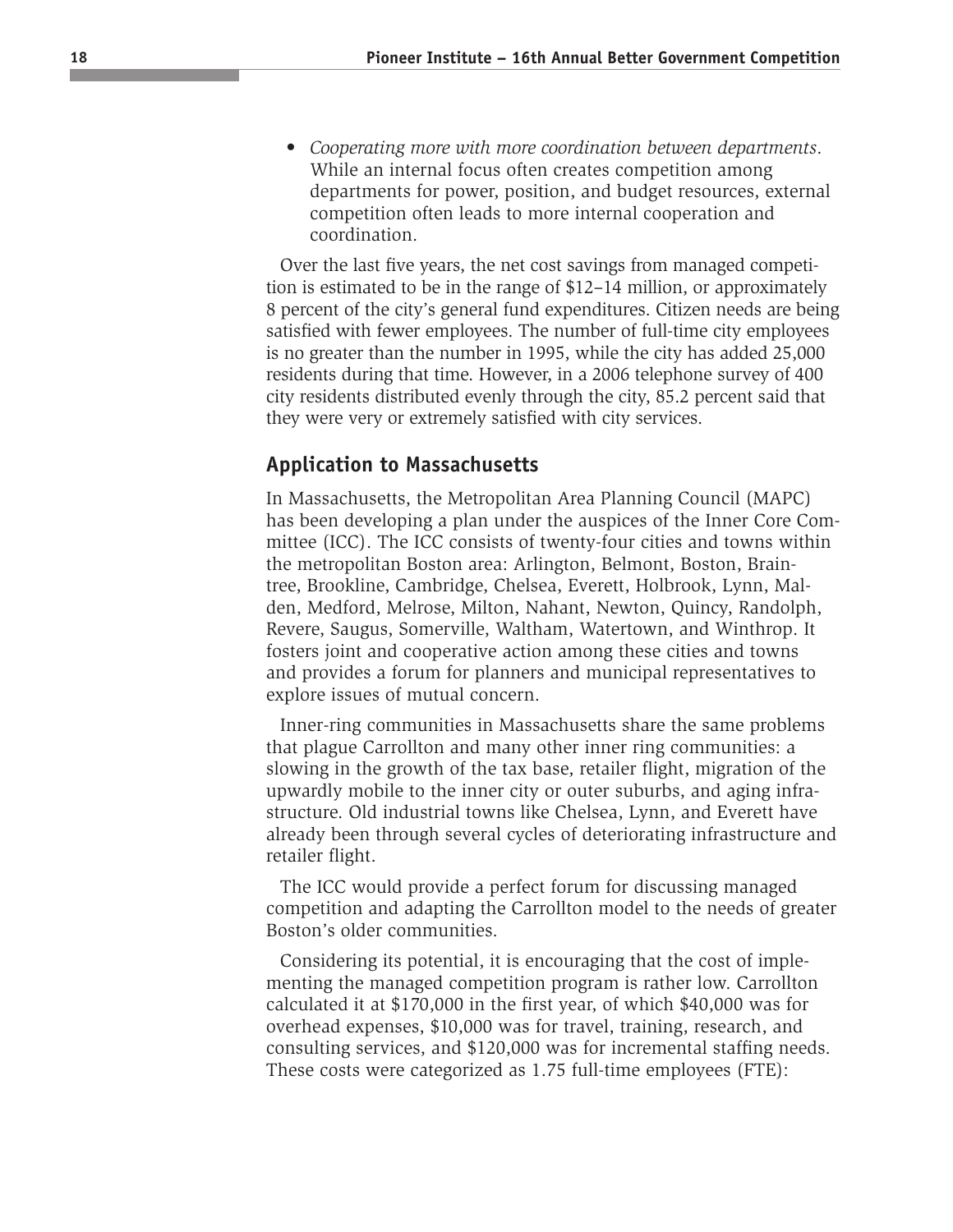- *Cooperating more with more coordination between departments*. While an internal focus often creates competition among departments for power, position, and budget resources, external competition often leads to more internal cooperation and coordination.

Over the last five years, the net cost savings from managed competition is estimated to be in the range of $12–14 million, or approximately 8 percent of the city's general fund expenditures. Citizen needs are being satisfied with fewer employees. The number of full-time city employees is no greater than the number in 1995, while the city has added 25,000 residents during that time. However, in a 2006 telephone survey of 400 city residents distributed evenly through the city, 85.2 percent said that they were very or extremely satisfied with city services.

## Application to Massachusetts

In Massachusetts, the Metropolitan Area Planning Council (MAPC) has been developing a plan under the auspices of the Inner Core Committee (ICC). The ICC consists of twenty-four cities and towns within the metropolitan Boston area: Arlington, Belmont, Boston, Braintree, Brookline, Cambridge, Chelsea, Everett, Holbrook, Lynn, Malden, Medford, Melrose, Milton, Nahant, Newton, Quincy, Randolph, Revere, Saugus, Somerville, Waltham, Watertown, and Winthrop. It fosters joint and cooperative action among these cities and towns and provides a forum for planners and municipal representatives to explore issues of mutual concern.

Inner-ring communities in Massachusetts share the same problems that plague Carrollton and many other inner ring communities: a slowing in the growth of the tax base, retailer flight, migration of the upwardly mobile to the inner city or outer suburbs, and aging infrastructure. Old industrial towns like Chelsea, Lynn, and Everett have already been through several cycles of deteriorating infrastructure and retailer flight.

The ICC would provide a perfect forum for discussing managed competition and adapting the Carrollton model to the needs of greater Boston's older communities.

Considering its potential, it is encouraging that the cost of implementing the managed competition program is rather low. Carrollton calculated it at $170,000 in the first year, of which $40,000 was for overhead expenses, $10,000 was for travel, training, research, and consulting services, and $120,000 was for incremental staffing needs. These costs were categorized as 1.75 full-time employees (FTE):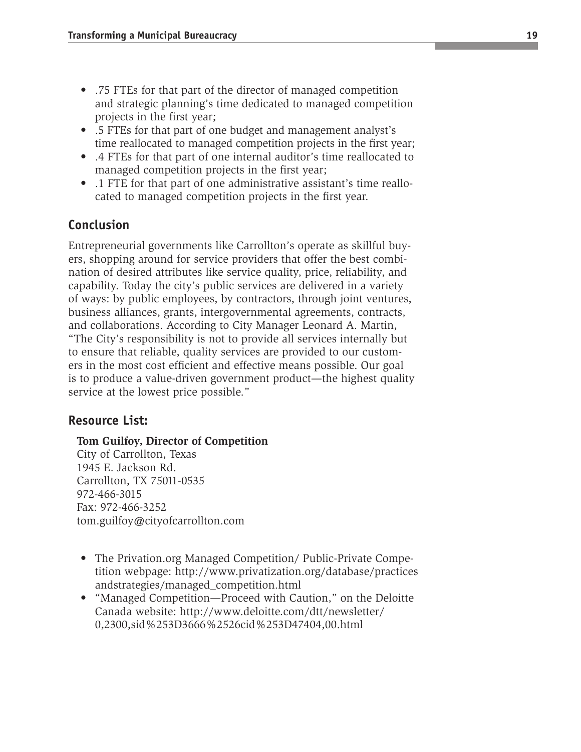- .75 FTEs for that part of the director of managed competition and strategic planning's time dedicated to managed competition projects in the first year;
- .5 FTEs for that part of one budget and management analyst's time reallocated to managed competition projects in the first year;
- .4 FTEs for that part of one internal auditor's time reallocated to managed competition projects in the first year;
- .1 FTE for that part of one administrative assistant's time reallocated to managed competition projects in the first year.

## Conclusion

Entrepreneurial governments like Carrollton's operate as skillful buyers, shopping around for service providers that offer the best combination of desired attributes like service quality, price, reliability, and capability. Today the city's public services are delivered in a variety of ways: by public employees, by contractors, through joint ventures, business alliances, grants, intergovernmental agreements, contracts, and collaborations. According to City Manager Leonard A. Martin, "The City's responsibility is not to provide all services internally but to ensure that reliable, quality services are provided to our customers in the most cost efficient and effective means possible. Our goal is to produce a value-driven government product—the highest quality service at the lowest price possible."

## Resource List:

**Tom Guilfoy, Director of Competition**
City of Carrollton, Texas
1945 E. Jackson Rd.
Carrollton, TX 75011-0535
972-466-3015
Fax: 972-466-3252
tom.guilfoy@cityofcarrollton.com

- The Privation.org Managed Competition/ Public-Private Competition webpage: http://www.privatization.org/database/practicesandstrategies/managed_competition.html
- "Managed Competition—Proceed with Caution," on the Deloitte Canada website: http://www.deloitte.com/dtt/newsletter/0,2300,sid%253D3666%2526cid%253D47404,00.html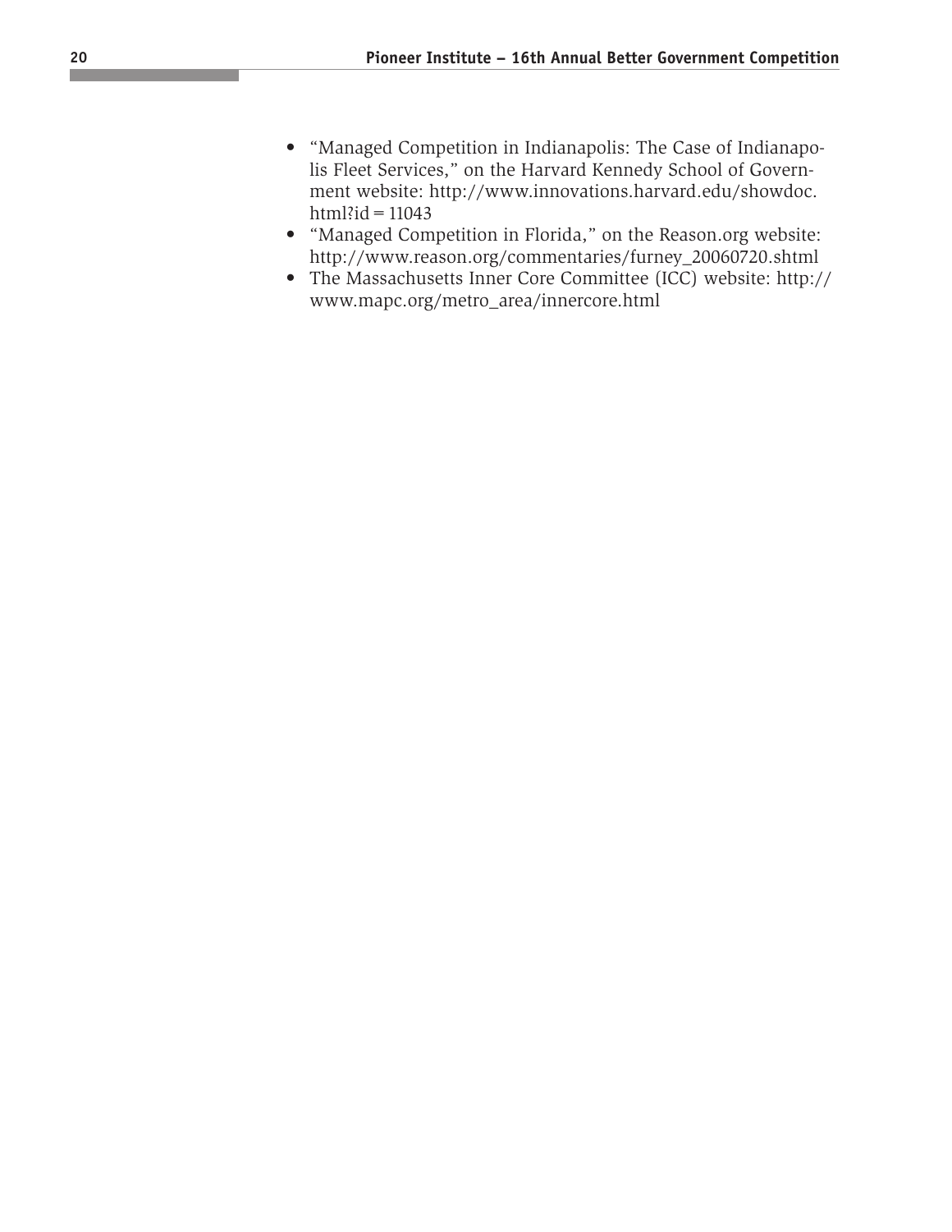- "Managed Competition in Indianapolis: The Case of Indianapolis Fleet Services," on the Harvard Kennedy School of Government website: http://www.innovations.harvard.edu/showdoc.html?id=11043
- "Managed Competition in Florida," on the Reason.org website: http://www.reason.org/commentaries/furney_20060720.shtml
- The Massachusetts Inner Core Committee (ICC) website: http://www.mapc.org/metro_area/innercore.html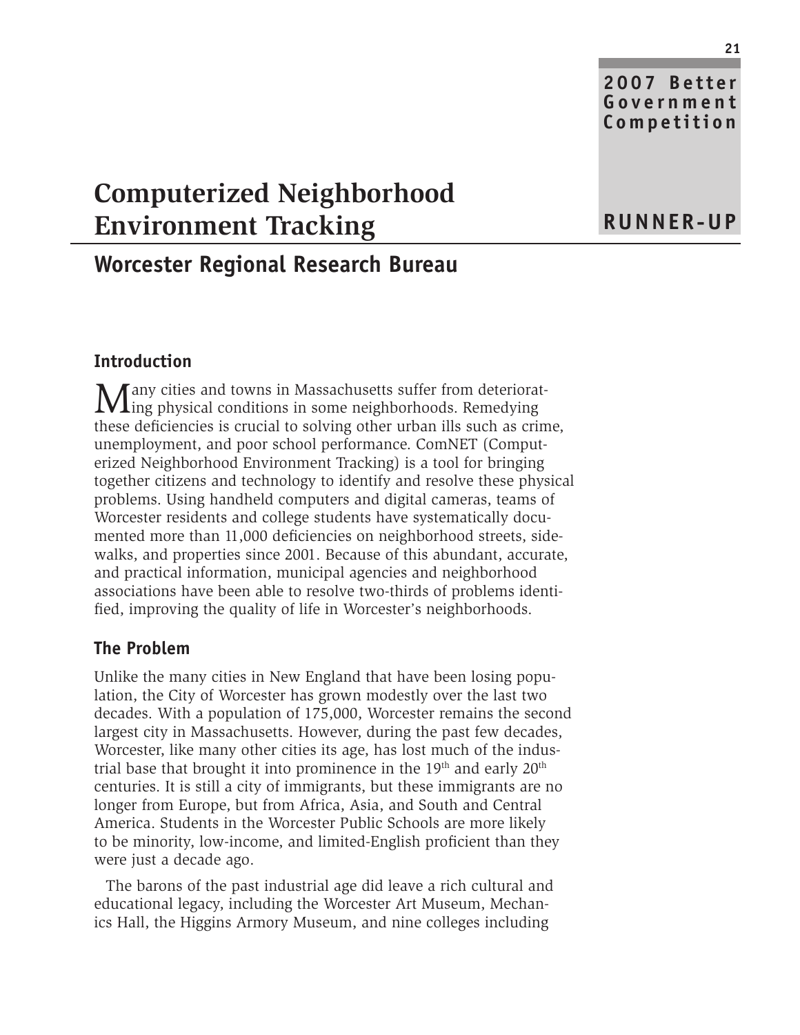2007 Better Government Competition

RUNNER-UP

# Computerized Neighborhood Environment Tracking

## Worcester Regional Research Bureau

### Introduction

Many cities and towns in Massachusetts suffer from deteriorating physical conditions in some neighborhoods. Remedying these deficiencies is crucial to solving other urban ills such as crime, unemployment, and poor school performance. ComNET (Computerized Neighborhood Environment Tracking) is a tool for bringing together citizens and technology to identify and resolve these physical problems. Using handheld computers and digital cameras, teams of Worcester residents and college students have systematically documented more than 11,000 deficiencies on neighborhood streets, sidewalks, and properties since 2001. Because of this abundant, accurate, and practical information, municipal agencies and neighborhood associations have been able to resolve two-thirds of problems identified, improving the quality of life in Worcester's neighborhoods.

### The Problem

Unlike the many cities in New England that have been losing population, the City of Worcester has grown modestly over the last two decades. With a population of 175,000, Worcester remains the second largest city in Massachusetts. However, during the past few decades, Worcester, like many other cities its age, has lost much of the industrial base that brought it into prominence in the 19th and early 20th centuries. It is still a city of immigrants, but these immigrants are no longer from Europe, but from Africa, Asia, and South and Central America. Students in the Worcester Public Schools are more likely to be minority, low-income, and limited-English proficient than they were just a decade ago.

The barons of the past industrial age did leave a rich cultural and educational legacy, including the Worcester Art Museum, Mechanics Hall, the Higgins Armory Museum, and nine colleges including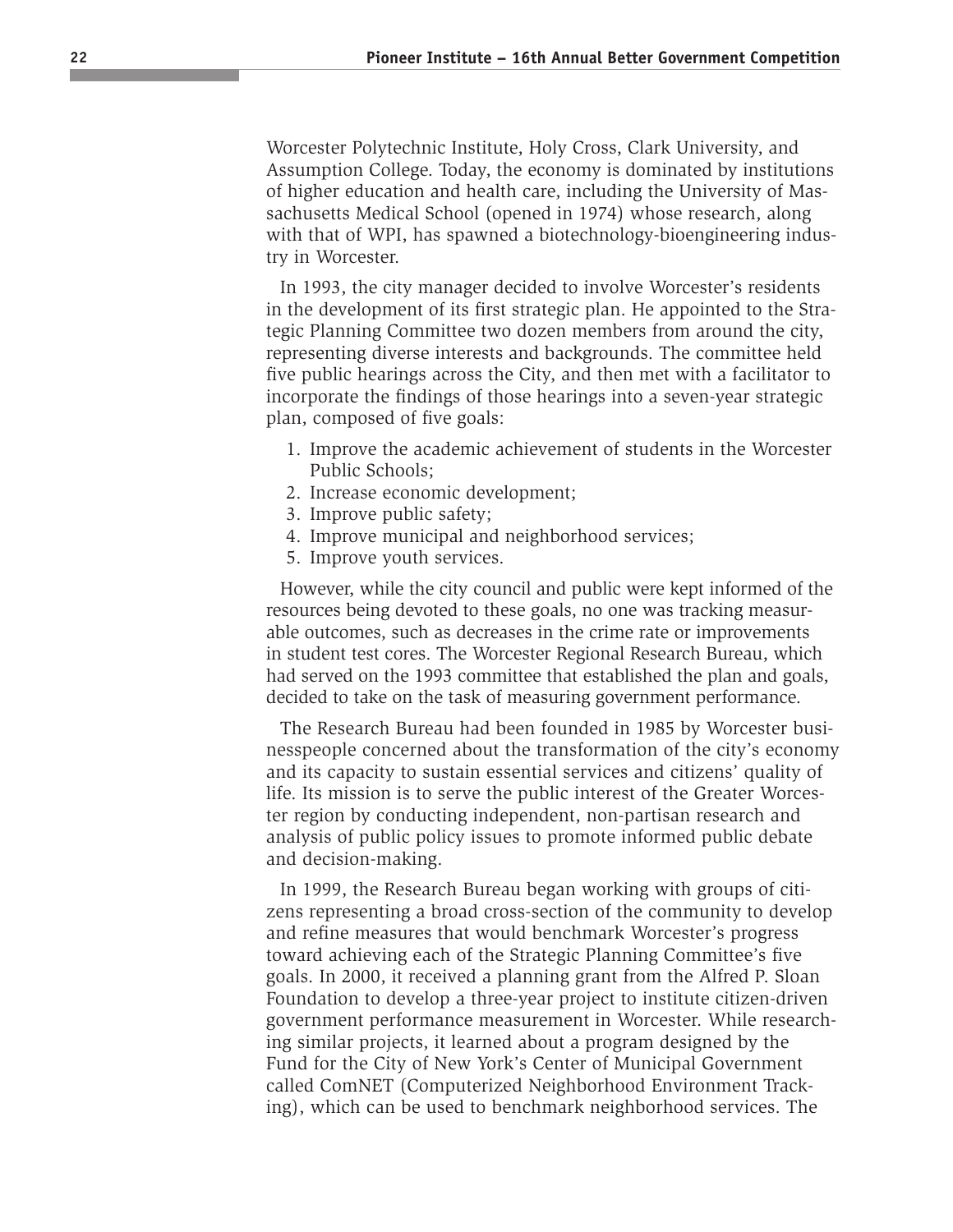Worcester Polytechnic Institute, Holy Cross, Clark University, and Assumption College. Today, the economy is dominated by institutions of higher education and health care, including the University of Massachusetts Medical School (opened in 1974) whose research, along with that of WPI, has spawned a biotechnology-bioengineering industry in Worcester.

In 1993, the city manager decided to involve Worcester's residents in the development of its first strategic plan. He appointed to the Strategic Planning Committee two dozen members from around the city, representing diverse interests and backgrounds. The committee held five public hearings across the City, and then met with a facilitator to incorporate the findings of those hearings into a seven-year strategic plan, composed of five goals:

1. Improve the academic achievement of students in the Worcester Public Schools;
2. Increase economic development;
3. Improve public safety;
4. Improve municipal and neighborhood services;
5. Improve youth services.

However, while the city council and public were kept informed of the resources being devoted to these goals, no one was tracking measurable outcomes, such as decreases in the crime rate or improvements in student test cores. The Worcester Regional Research Bureau, which had served on the 1993 committee that established the plan and goals, decided to take on the task of measuring government performance.

The Research Bureau had been founded in 1985 by Worcester businesspeople concerned about the transformation of the city's economy and its capacity to sustain essential services and citizens' quality of life. Its mission is to serve the public interest of the Greater Worcester region by conducting independent, non-partisan research and analysis of public policy issues to promote informed public debate and decision-making.

In 1999, the Research Bureau began working with groups of citizens representing a broad cross-section of the community to develop and refine measures that would benchmark Worcester's progress toward achieving each of the Strategic Planning Committee's five goals. In 2000, it received a planning grant from the Alfred P. Sloan Foundation to develop a three-year project to institute citizen-driven government performance measurement in Worcester. While researching similar projects, it learned about a program designed by the Fund for the City of New York's Center of Municipal Government called ComNET (Computerized Neighborhood Environment Tracking), which can be used to benchmark neighborhood services. The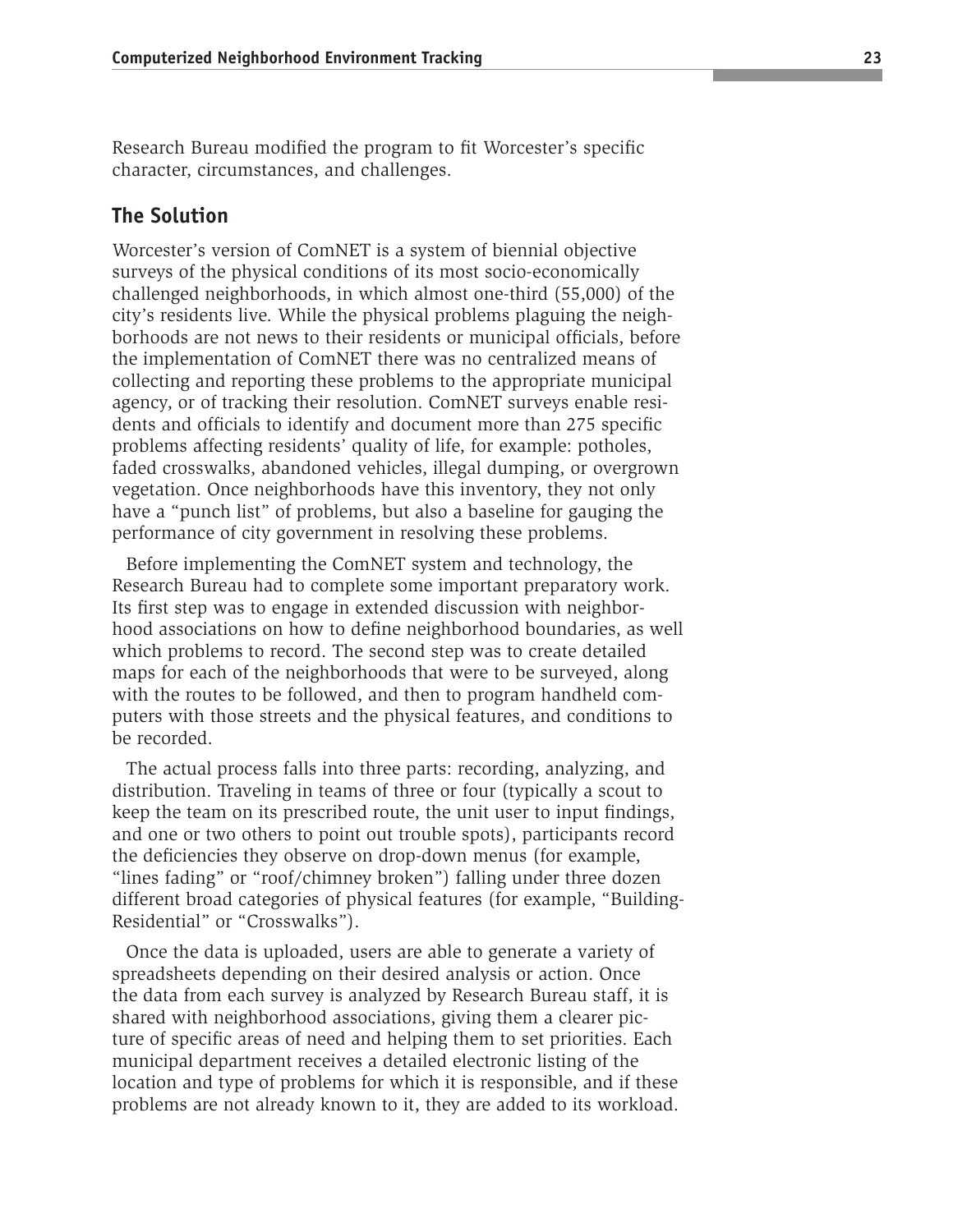Research Bureau modified the program to fit Worcester's specific character, circumstances, and challenges.

## The Solution

Worcester's version of ComNET is a system of biennial objective surveys of the physical conditions of its most socio-economically challenged neighborhoods, in which almost one-third (55,000) of the city's residents live. While the physical problems plaguing the neighborhoods are not news to their residents or municipal officials, before the implementation of ComNET there was no centralized means of collecting and reporting these problems to the appropriate municipal agency, or of tracking their resolution. ComNET surveys enable residents and officials to identify and document more than 275 specific problems affecting residents' quality of life, for example: potholes, faded crosswalks, abandoned vehicles, illegal dumping, or overgrown vegetation. Once neighborhoods have this inventory, they not only have a "punch list" of problems, but also a baseline for gauging the performance of city government in resolving these problems.

Before implementing the ComNET system and technology, the Research Bureau had to complete some important preparatory work. Its first step was to engage in extended discussion with neighborhood associations on how to define neighborhood boundaries, as well which problems to record. The second step was to create detailed maps for each of the neighborhoods that were to be surveyed, along with the routes to be followed, and then to program handheld computers with those streets and the physical features, and conditions to be recorded.

The actual process falls into three parts: recording, analyzing, and distribution. Traveling in teams of three or four (typically a scout to keep the team on its prescribed route, the unit user to input findings, and one or two others to point out trouble spots), participants record the deficiencies they observe on drop-down menus (for example, "lines fading" or "roof/chimney broken") falling under three dozen different broad categories of physical features (for example, "Building-Residential" or "Crosswalks").

Once the data is uploaded, users are able to generate a variety of spreadsheets depending on their desired analysis or action. Once the data from each survey is analyzed by Research Bureau staff, it is shared with neighborhood associations, giving them a clearer picture of specific areas of need and helping them to set priorities. Each municipal department receives a detailed electronic listing of the location and type of problems for which it is responsible, and if these problems are not already known to it, they are added to its workload.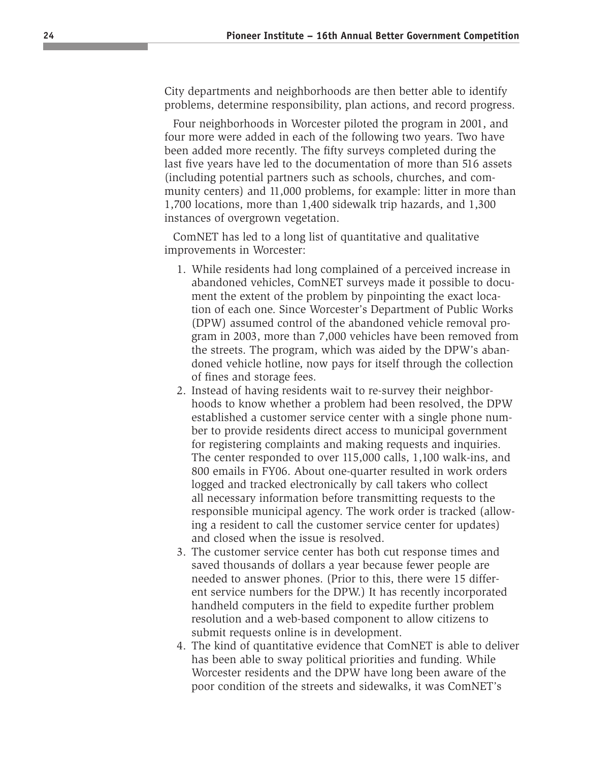City departments and neighborhoods are then better able to identify problems, determine responsibility, plan actions, and record progress.

Four neighborhoods in Worcester piloted the program in 2001, and four more were added in each of the following two years. Two have been added more recently. The fifty surveys completed during the last five years have led to the documentation of more than 516 assets (including potential partners such as schools, churches, and community centers) and 11,000 problems, for example: litter in more than 1,700 locations, more than 1,400 sidewalk trip hazards, and 1,300 instances of overgrown vegetation.

ComNET has led to a long list of quantitative and qualitative improvements in Worcester:

1. While residents had long complained of a perceived increase in abandoned vehicles, ComNET surveys made it possible to document the extent of the problem by pinpointing the exact location of each one. Since Worcester's Department of Public Works (DPW) assumed control of the abandoned vehicle removal program in 2003, more than 7,000 vehicles have been removed from the streets. The program, which was aided by the DPW's abandoned vehicle hotline, now pays for itself through the collection of fines and storage fees.
2. Instead of having residents wait to re-survey their neighborhoods to know whether a problem had been resolved, the DPW established a customer service center with a single phone number to provide residents direct access to municipal government for registering complaints and making requests and inquiries. The center responded to over 115,000 calls, 1,100 walk-ins, and 800 emails in FY06. About one-quarter resulted in work orders logged and tracked electronically by call takers who collect all necessary information before transmitting requests to the responsible municipal agency. The work order is tracked (allowing a resident to call the customer service center for updates) and closed when the issue is resolved.
3. The customer service center has both cut response times and saved thousands of dollars a year because fewer people are needed to answer phones. (Prior to this, there were 15 different service numbers for the DPW.) It has recently incorporated handheld computers in the field to expedite further problem resolution and a web-based component to allow citizens to submit requests online is in development.
4. The kind of quantitative evidence that ComNET is able to deliver has been able to sway political priorities and funding. While Worcester residents and the DPW have long been aware of the poor condition of the streets and sidewalks, it was ComNET's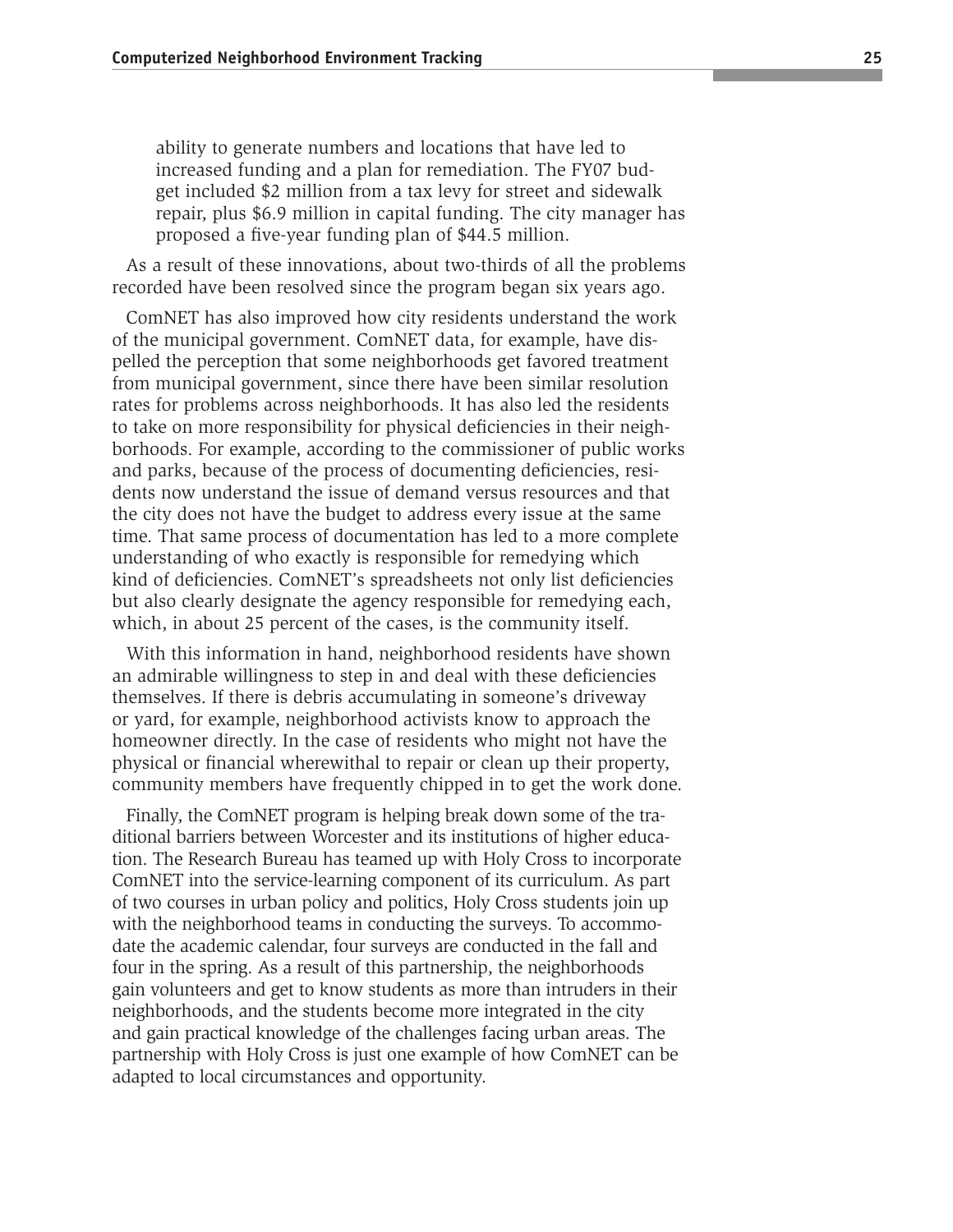ability to generate numbers and locations that have led to increased funding and a plan for remediation. The FY07 budget included $2 million from a tax levy for street and sidewalk repair, plus $6.9 million in capital funding. The city manager has proposed a five-year funding plan of $44.5 million.

As a result of these innovations, about two-thirds of all the problems recorded have been resolved since the program began six years ago.

ComNET has also improved how city residents understand the work of the municipal government. ComNET data, for example, have dispelled the perception that some neighborhoods get favored treatment from municipal government, since there have been similar resolution rates for problems across neighborhoods. It has also led the residents to take on more responsibility for physical deficiencies in their neighborhoods. For example, according to the commissioner of public works and parks, because of the process of documenting deficiencies, residents now understand the issue of demand versus resources and that the city does not have the budget to address every issue at the same time. That same process of documentation has led to a more complete understanding of who exactly is responsible for remedying which kind of deficiencies. ComNET's spreadsheets not only list deficiencies but also clearly designate the agency responsible for remedying each, which, in about 25 percent of the cases, is the community itself.

With this information in hand, neighborhood residents have shown an admirable willingness to step in and deal with these deficiencies themselves. If there is debris accumulating in someone's driveway or yard, for example, neighborhood activists know to approach the homeowner directly. In the case of residents who might not have the physical or financial wherewithal to repair or clean up their property, community members have frequently chipped in to get the work done.

Finally, the ComNET program is helping break down some of the traditional barriers between Worcester and its institutions of higher education. The Research Bureau has teamed up with Holy Cross to incorporate ComNET into the service-learning component of its curriculum. As part of two courses in urban policy and politics, Holy Cross students join up with the neighborhood teams in conducting the surveys. To accommodate the academic calendar, four surveys are conducted in the fall and four in the spring. As a result of this partnership, the neighborhoods gain volunteers and get to know students as more than intruders in their neighborhoods, and the students become more integrated in the city and gain practical knowledge of the challenges facing urban areas. The partnership with Holy Cross is just one example of how ComNET can be adapted to local circumstances and opportunity.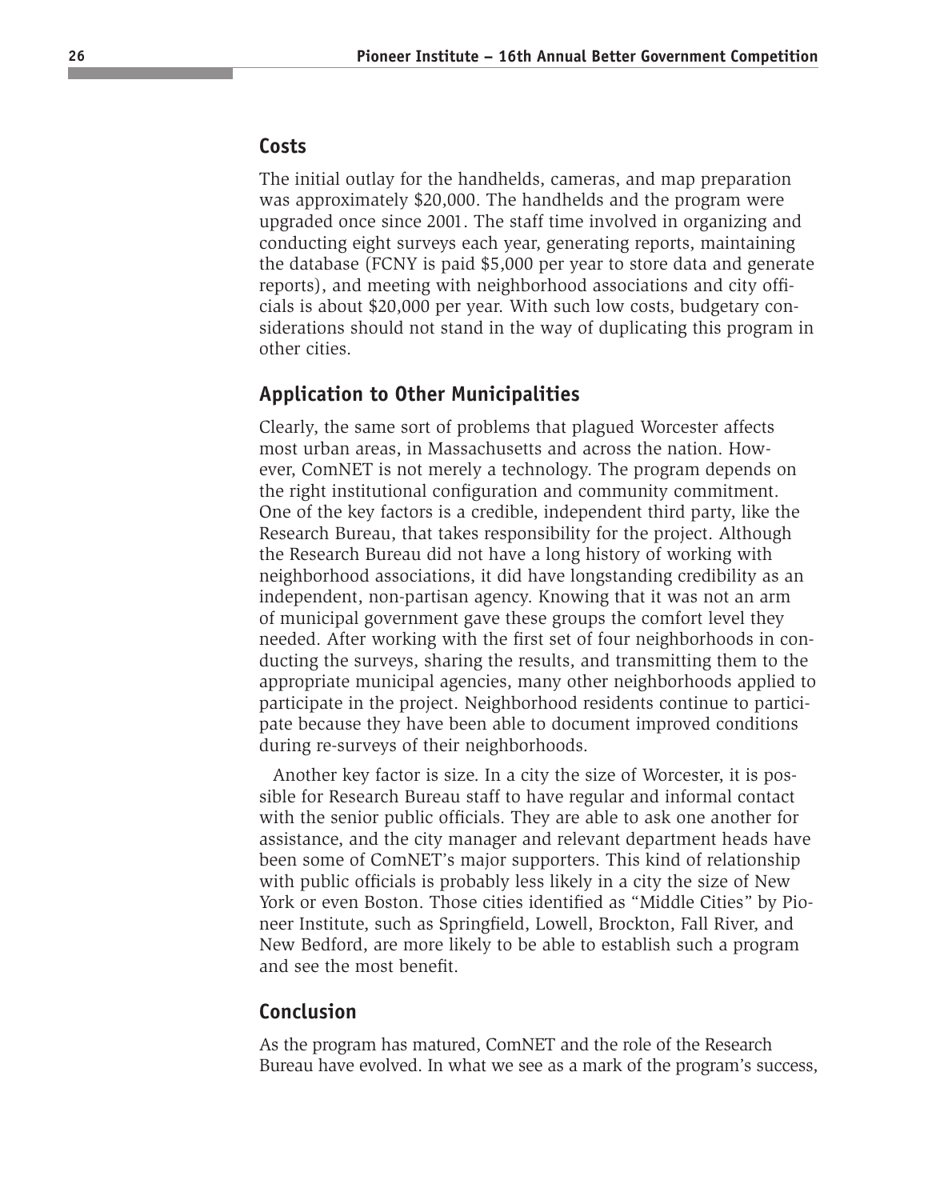## Costs

The initial outlay for the handhelds, cameras, and map preparation was approximately $20,000. The handhelds and the program were upgraded once since 2001. The staff time involved in organizing and conducting eight surveys each year, generating reports, maintaining the database (FCNY is paid $5,000 per year to store data and generate reports), and meeting with neighborhood associations and city officials is about $20,000 per year. With such low costs, budgetary considerations should not stand in the way of duplicating this program in other cities.

## Application to Other Municipalities

Clearly, the same sort of problems that plagued Worcester affects most urban areas, in Massachusetts and across the nation. However, ComNET is not merely a technology. The program depends on the right institutional configuration and community commitment. One of the key factors is a credible, independent third party, like the Research Bureau, that takes responsibility for the project. Although the Research Bureau did not have a long history of working with neighborhood associations, it did have longstanding credibility as an independent, non-partisan agency. Knowing that it was not an arm of municipal government gave these groups the comfort level they needed. After working with the first set of four neighborhoods in conducting the surveys, sharing the results, and transmitting them to the appropriate municipal agencies, many other neighborhoods applied to participate in the project. Neighborhood residents continue to participate because they have been able to document improved conditions during re-surveys of their neighborhoods.

Another key factor is size. In a city the size of Worcester, it is possible for Research Bureau staff to have regular and informal contact with the senior public officials. They are able to ask one another for assistance, and the city manager and relevant department heads have been some of ComNET's major supporters. This kind of relationship with public officials is probably less likely in a city the size of New York or even Boston. Those cities identified as "Middle Cities" by Pioneer Institute, such as Springfield, Lowell, Brockton, Fall River, and New Bedford, are more likely to be able to establish such a program and see the most benefit.

## Conclusion

As the program has matured, ComNET and the role of the Research Bureau have evolved. In what we see as a mark of the program's success,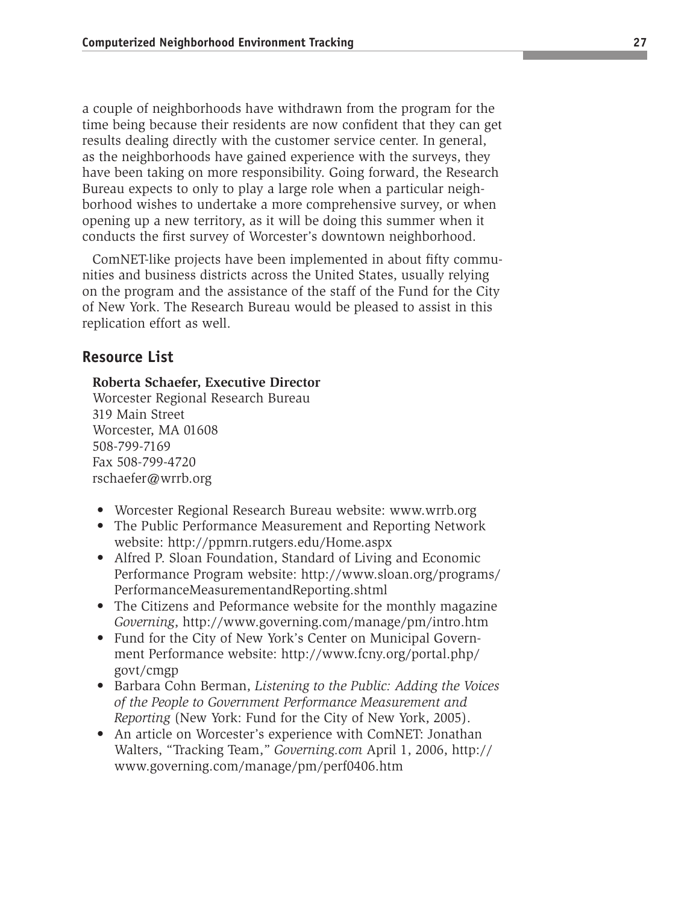a couple of neighborhoods have withdrawn from the program for the time being because their residents are now confident that they can get results dealing directly with the customer service center. In general, as the neighborhoods have gained experience with the surveys, they have been taking on more responsibility. Going forward, the Research Bureau expects to only to play a large role when a particular neighborhood wishes to undertake a more comprehensive survey, or when opening up a new territory, as it will be doing this summer when it conducts the first survey of Worcester's downtown neighborhood.

ComNET-like projects have been implemented in about fifty communities and business districts across the United States, usually relying on the program and the assistance of the staff of the Fund for the City of New York. The Research Bureau would be pleased to assist in this replication effort as well.

## Resource List

**Roberta Schaefer, Executive Director**
Worcester Regional Research Bureau
319 Main Street
Worcester, MA 01608
508-799-7169
Fax 508-799-4720
rschaefer@wrrb.org

- Worcester Regional Research Bureau website: www.wrrb.org
- The Public Performance Measurement and Reporting Network website: http://ppmrn.rutgers.edu/Home.aspx
- Alfred P. Sloan Foundation, Standard of Living and Economic Performance Program website: http://www.sloan.org/programs/PerformanceMeasurementandReporting.shtml
- The Citizens and Peformance website for the monthly magazine *Governing*, http://www.governing.com/manage/pm/intro.htm
- Fund for the City of New York's Center on Municipal Government Performance website: http://www.fcny.org/portal.php/govt/cmgp
- Barbara Cohn Berman, *Listening to the Public: Adding the Voices of the People to Government Performance Measurement and Reporting* (New York: Fund for the City of New York, 2005).
- An article on Worcester's experience with ComNET: Jonathan Walters, "Tracking Team," *Governing.com* April 1, 2006, http://www.governing.com/manage/pm/perf0406.htm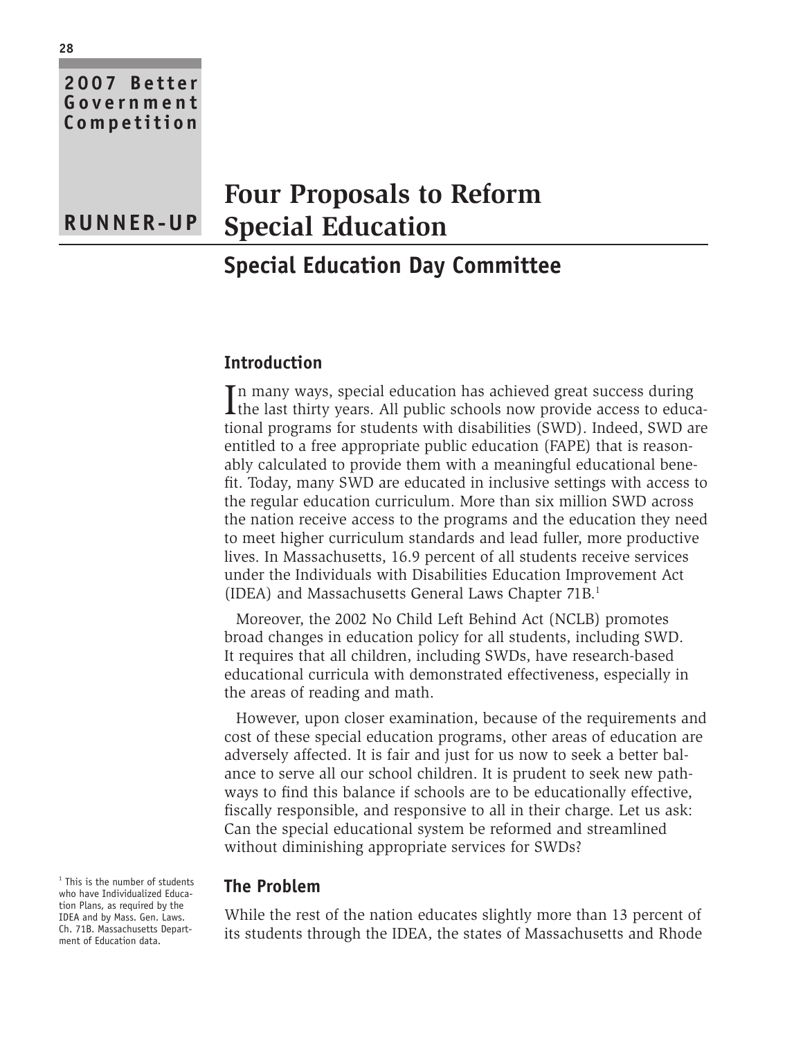2007 Better Government Competition

RUNNER-UP

# Four Proposals to Reform Special Education

## Special Education Day Committee

### Introduction

In many ways, special education has achieved great success during the last thirty years. All public schools now provide access to educational programs for students with disabilities (SWD). Indeed, SWD are entitled to a free appropriate public education (FAPE) that is reasonably calculated to provide them with a meaningful educational benefit. Today, many SWD are educated in inclusive settings with access to the regular education curriculum. More than six million SWD across the nation receive access to the programs and the education they need to meet higher curriculum standards and lead fuller, more productive lives. In Massachusetts, 16.9 percent of all students receive services under the Individuals with Disabilities Education Improvement Act (IDEA) and Massachusetts General Laws Chapter 71B.[1]

Moreover, the 2002 No Child Left Behind Act (NCLB) promotes broad changes in education policy for all students, including SWD. It requires that all children, including SWDs, have research-based educational curricula with demonstrated effectiveness, especially in the areas of reading and math.

However, upon closer examination, because of the requirements and cost of these special education programs, other areas of education are adversely affected. It is fair and just for us now to seek a better balance to serve all our school children. It is prudent to seek new pathways to find this balance if schools are to be educationally effective, fiscally responsible, and responsive to all in their charge. Let us ask: Can the special educational system be reformed and streamlined without diminishing appropriate services for SWDs?

### The Problem

While the rest of the nation educates slightly more than 13 percent of its students through the IDEA, the states of Massachusetts and Rhode

[1] This is the number of students who have Individualized Education Plans, as required by the IDEA and by Mass. Gen. Laws. Ch. 71B. Massachusetts Department of Education data.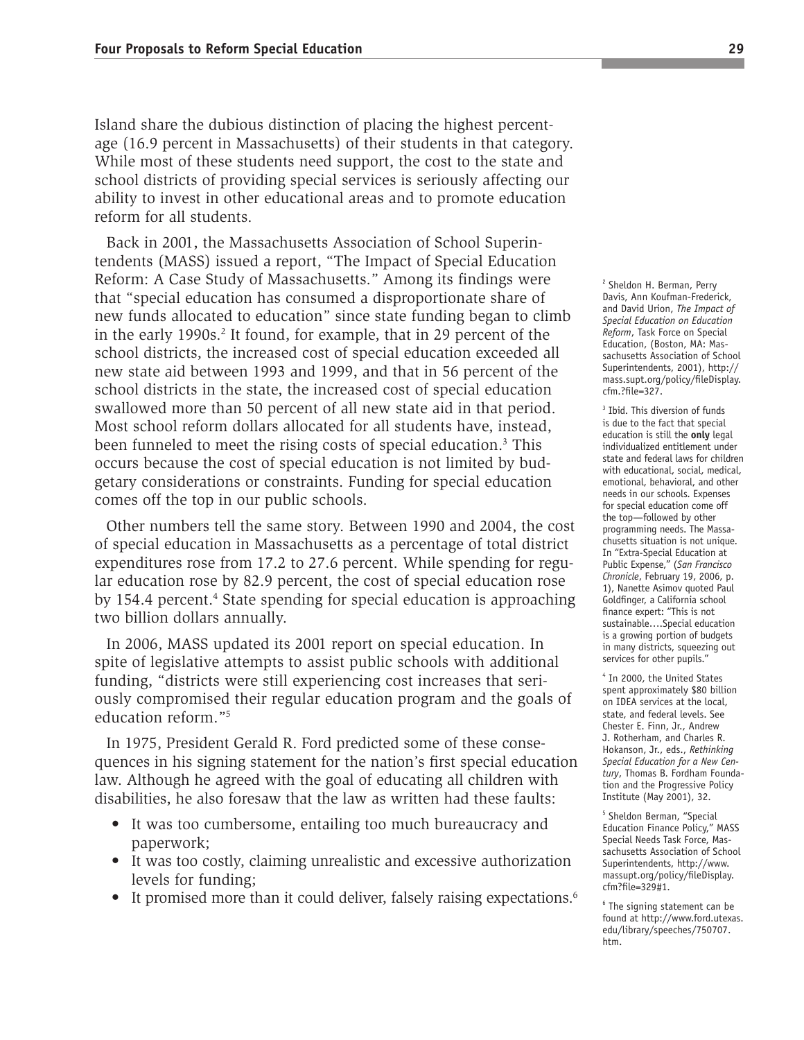Island share the dubious distinction of placing the highest percentage (16.9 percent in Massachusetts) of their students in that category. While most of these students need support, the cost to the state and school districts of providing special services is seriously affecting our ability to invest in other educational areas and to promote education reform for all students.

Back in 2001, the Massachusetts Association of School Superintendents (MASS) issued a report, "The Impact of Special Education Reform: A Case Study of Massachusetts." Among its findings were that "special education has consumed a disproportionate share of new funds allocated to education" since state funding began to climb in the early 1990s.[2] It found, for example, that in 29 percent of the school districts, the increased cost of special education exceeded all new state aid between 1993 and 1999, and that in 56 percent of the school districts in the state, the increased cost of special education swallowed more than 50 percent of all new state aid in that period. Most school reform dollars allocated for all students have, instead, been funneled to meet the rising costs of special education.[3] This occurs because the cost of special education is not limited by budgetary considerations or constraints. Funding for special education comes off the top in our public schools.

Other numbers tell the same story. Between 1990 and 2004, the cost of special education in Massachusetts as a percentage of total district expenditures rose from 17.2 to 27.6 percent. While spending for regular education rose by 82.9 percent, the cost of special education rose by 154.4 percent.[4] State spending for special education is approaching two billion dollars annually.

In 2006, MASS updated its 2001 report on special education. In spite of legislative attempts to assist public schools with additional funding, "districts were still experiencing cost increases that seriously compromised their regular education program and the goals of education reform."[5]

In 1975, President Gerald R. Ford predicted some of these consequences in his signing statement for the nation's first special education law. Although he agreed with the goal of educating all children with disabilities, he also foresaw that the law as written had these faults:

- It was too cumbersome, entailing too much bureaucracy and paperwork;
- It was too costly, claiming unrealistic and excessive authorization levels for funding;
- It promised more than it could deliver, falsely raising expectations.[6]

---

[2] Sheldon H. Berman, Perry Davis, Ann Koufman-Frederick, and David Urion, *The Impact of Special Education on Education Reform*, Task Force on Special Education, (Boston, MA: Massachusetts Association of School Superintendents, 2001), http://mass.supt.org/policy/fileDisplay.cfm.?file=327.

[3] Ibid. This diversion of funds is due to the fact that special education is still the **only** legal individualized entitlement under state and federal laws for children with educational, social, medical, emotional, behavioral, and other needs in our schools. Expenses for special education come off the top—followed by other programming needs. The Massachusetts situation is not unique. In "Extra-Special Education at Public Expense," (*San Francisco Chronicle*, February 19, 2006, p. 1), Nanette Asimov quoted Paul Goldfinger, a California school finance expert: "This is not sustainable….Special education is a growing portion of budgets in many districts, squeezing out services for other pupils."

[4] In 2000, the United States spent approximately $80 billion on IDEA services at the local, state, and federal levels. See Chester E. Finn, Jr., Andrew J. Rotherham, and Charles R. Hokanson, Jr., eds., *Rethinking Special Education for a New Century*, Thomas B. Fordham Foundation and the Progressive Policy Institute (May 2001), 32.

[5] Sheldon Berman, "Special Education Finance Policy," MASS Special Needs Task Force, Massachusetts Association of School Superintendents, http://www.massupt.org/policy/fileDisplay.cfm?file=329#1.

[6] The signing statement can be found at http://www.ford.utexas.edu/library/speeches/750707.htm.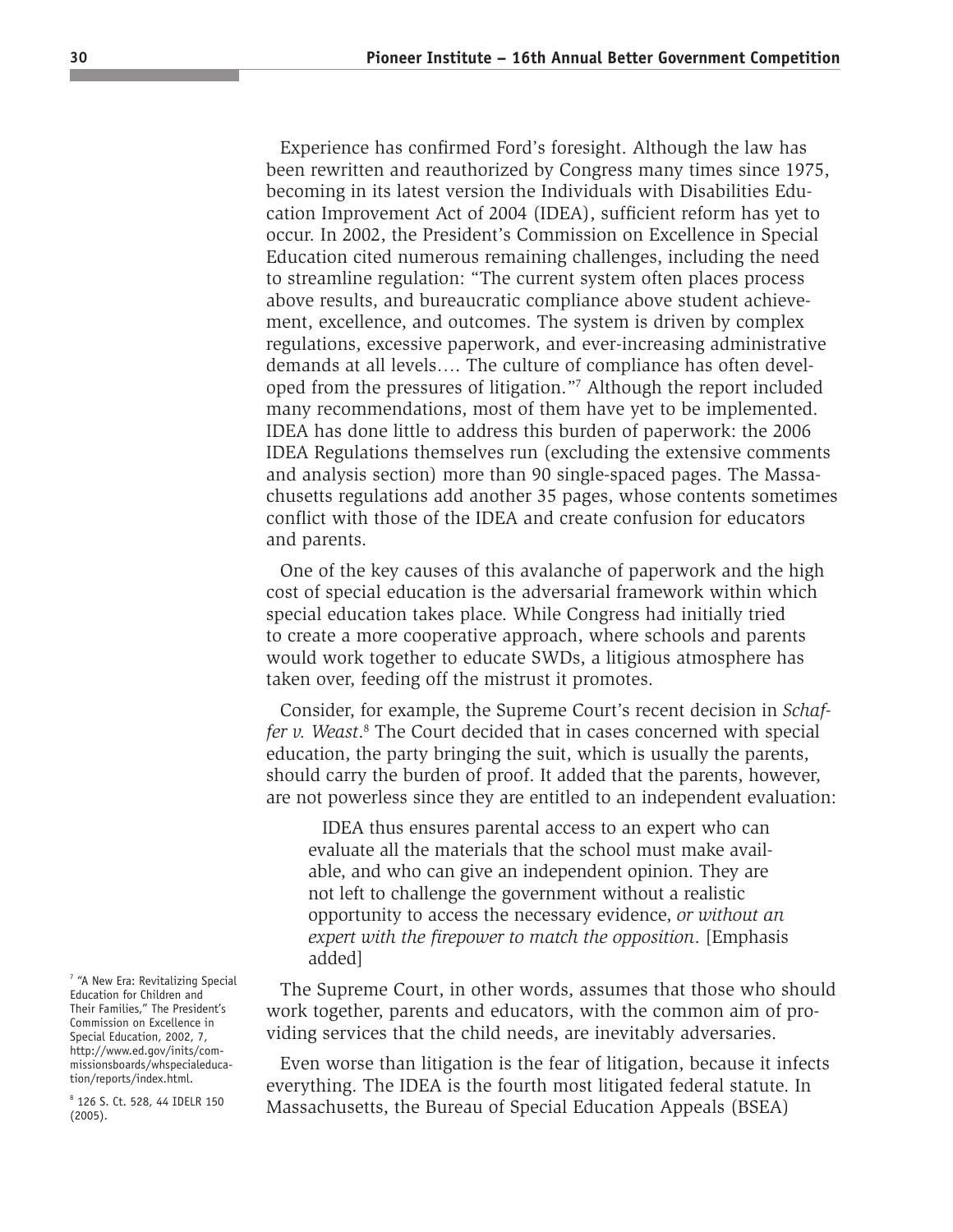Experience has confirmed Ford's foresight. Although the law has been rewritten and reauthorized by Congress many times since 1975, becoming in its latest version the Individuals with Disabilities Education Improvement Act of 2004 (IDEA), sufficient reform has yet to occur. In 2002, the President's Commission on Excellence in Special Education cited numerous remaining challenges, including the need to streamline regulation: "The current system often places process above results, and bureaucratic compliance above student achievement, excellence, and outcomes. The system is driven by complex regulations, excessive paperwork, and ever-increasing administrative demands at all levels…. The culture of compliance has often developed from the pressures of litigation."[7] Although the report included many recommendations, most of them have yet to be implemented. IDEA has done little to address this burden of paperwork: the 2006 IDEA Regulations themselves run (excluding the extensive comments and analysis section) more than 90 single-spaced pages. The Massachusetts regulations add another 35 pages, whose contents sometimes conflict with those of the IDEA and create confusion for educators and parents.

One of the key causes of this avalanche of paperwork and the high cost of special education is the adversarial framework within which special education takes place. While Congress had initially tried to create a more cooperative approach, where schools and parents would work together to educate SWDs, a litigious atmosphere has taken over, feeding off the mistrust it promotes.

Consider, for example, the Supreme Court's recent decision in *Schaffer v. Weast*.[8] The Court decided that in cases concerned with special education, the party bringing the suit, which is usually the parents, should carry the burden of proof. It added that the parents, however, are not powerless since they are entitled to an independent evaluation:

> IDEA thus ensures parental access to an expert who can evaluate all the materials that the school must make available, and who can give an independent opinion. They are not left to challenge the government without a realistic opportunity to access the necessary evidence, *or without an expert with the firepower to match the opposition*. [Emphasis added]

The Supreme Court, in other words, assumes that those who should work together, parents and educators, with the common aim of providing services that the child needs, are inevitably adversaries.

Even worse than litigation is the fear of litigation, because it infects everything. The IDEA is the fourth most litigated federal statute. In Massachusetts, the Bureau of Special Education Appeals (BSEA)

[7] "A New Era: Revitalizing Special Education for Children and Their Families," The President's Commission on Excellence in Special Education, 2002, 7, http://www.ed.gov/inits/commissionsboards/whspecialeducation/reports/index.html.

[8] 126 S. Ct. 528, 44 IDELR 150 (2005).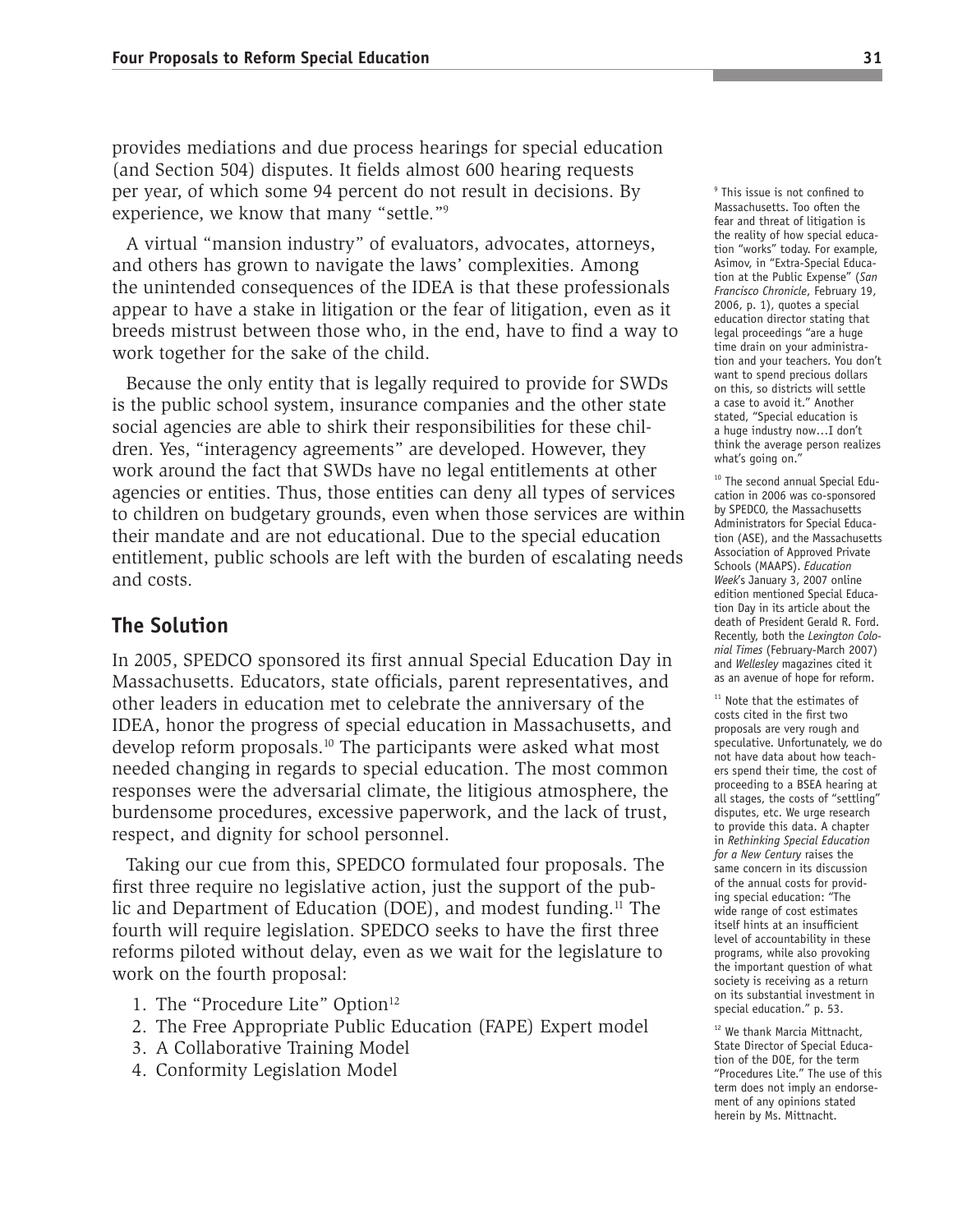provides mediations and due process hearings for special education (and Section 504) disputes. It fields almost 600 hearing requests per year, of which some 94 percent do not result in decisions. By experience, we know that many "settle."[9]

A virtual "mansion industry" of evaluators, advocates, attorneys, and others has grown to navigate the laws' complexities. Among the unintended consequences of the IDEA is that these professionals appear to have a stake in litigation or the fear of litigation, even as it breeds mistrust between those who, in the end, have to find a way to work together for the sake of the child.

Because the only entity that is legally required to provide for SWDs is the public school system, insurance companies and the other state social agencies are able to shirk their responsibilities for these children. Yes, "interagency agreements" are developed. However, they work around the fact that SWDs have no legal entitlements at other agencies or entities. Thus, those entities can deny all types of services to children on budgetary grounds, even when those services are within their mandate and are not educational. Due to the special education entitlement, public schools are left with the burden of escalating needs and costs.

## The Solution

In 2005, SPEDCO sponsored its first annual Special Education Day in Massachusetts. Educators, state officials, parent representatives, and other leaders in education met to celebrate the anniversary of the IDEA, honor the progress of special education in Massachusetts, and develop reform proposals.[10] The participants were asked what most needed changing in regards to special education. The most common responses were the adversarial climate, the litigious atmosphere, the burdensome procedures, excessive paperwork, and the lack of trust, respect, and dignity for school personnel.

Taking our cue from this, SPEDCO formulated four proposals. The first three require no legislative action, just the support of the public and Department of Education (DOE), and modest funding.[11] The fourth will require legislation. SPEDCO seeks to have the first three reforms piloted without delay, even as we wait for the legislature to work on the fourth proposal:

1. The "Procedure Lite" Option[12]
2. The Free Appropriate Public Education (FAPE) Expert model
3. A Collaborative Training Model
4. Conformity Legislation Model

---

[9] This issue is not confined to Massachusetts. Too often the fear and threat of litigation is the reality of how special education "works" today. For example, Asimov, in "Extra-Special Education at the Public Expense" (*San Francisco Chronicle*, February 19, 2006, p. 1), quotes a special education director stating that legal proceedings "are a huge time drain on your administration and your teachers. You don't want to spend precious dollars on this, so districts will settle a case to avoid it." Another stated, "Special education is a huge industry now…I don't think the average person realizes what's going on."

[10] The second annual Special Education in 2006 was co-sponsored by SPEDCO, the Massachusetts Administrators for Special Education (ASE), and the Massachusetts Association of Approved Private Schools (MAAPS). *Education Week*'s January 3, 2007 online edition mentioned Special Education Day in its article about the death of President Gerald R. Ford. Recently, both the *Lexington Colonial Times* (February-March 2007) and *Wellesley* magazines cited it as an avenue of hope for reform.

[11] Note that the estimates of costs cited in the first two proposals are very rough and speculative. Unfortunately, we do not have data about how teachers spend their time, the cost of proceeding to a BSEA hearing at all stages, the costs of "settling" disputes, etc. We urge research to provide this data. A chapter in *Rethinking Special Education for a New Century* raises the same concern in its discussion of the annual costs for providing special education: "The wide range of cost estimates itself hints at an insufficient level of accountability in these programs, while also provoking the important question of what society is receiving as a return on its substantial investment in special education." p. 53.

[12] We thank Marcia Mittnacht, State Director of Special Education of the DOE, for the term "Procedures Lite." The use of this term does not imply an endorsement of any opinions stated herein by Ms. Mittnacht.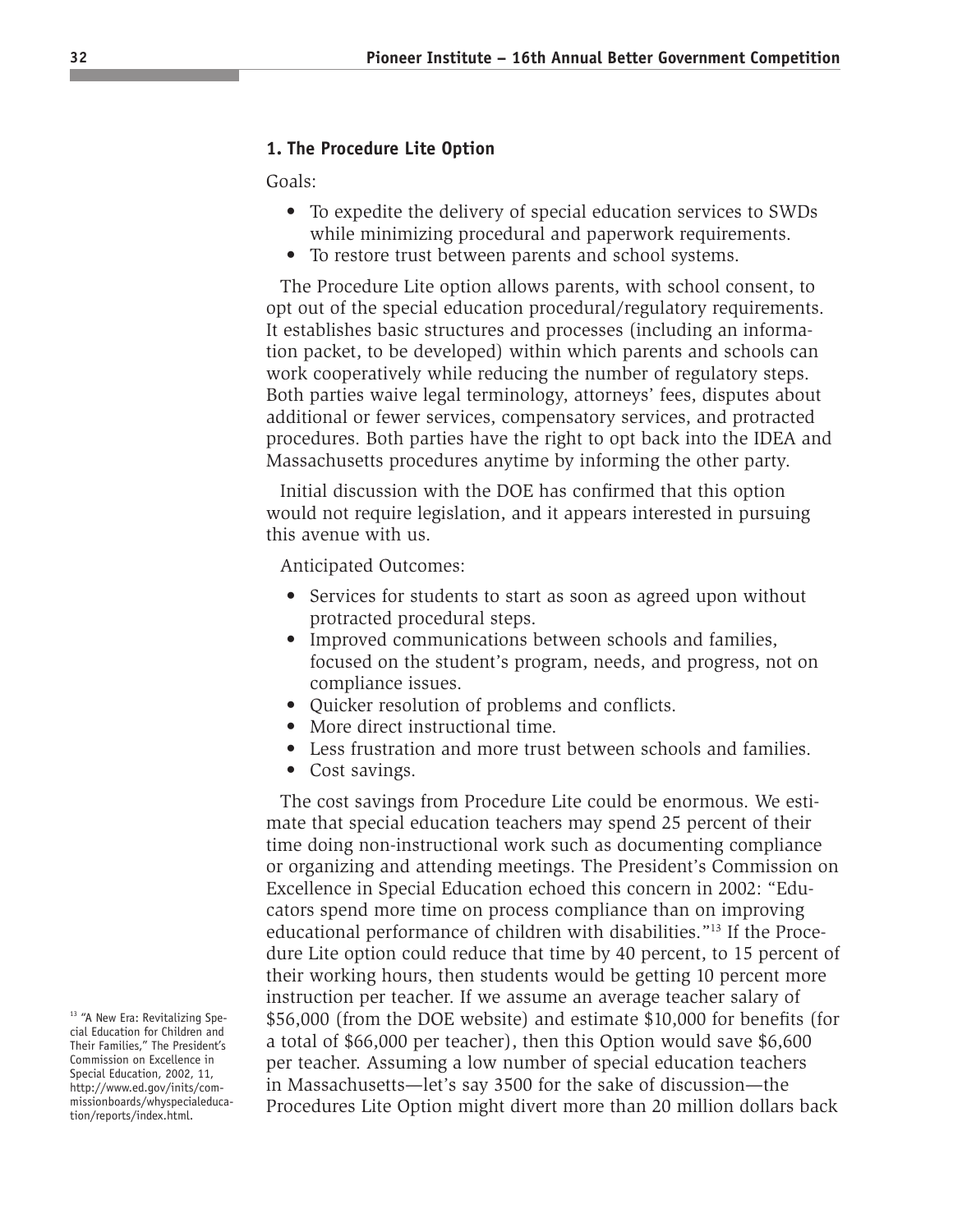### 1. The Procedure Lite Option

Goals:

- To expedite the delivery of special education services to SWDs while minimizing procedural and paperwork requirements.
- To restore trust between parents and school systems.

The Procedure Lite option allows parents, with school consent, to opt out of the special education procedural/regulatory requirements. It establishes basic structures and processes (including an information packet, to be developed) within which parents and schools can work cooperatively while reducing the number of regulatory steps. Both parties waive legal terminology, attorneys' fees, disputes about additional or fewer services, compensatory services, and protracted procedures. Both parties have the right to opt back into the IDEA and Massachusetts procedures anytime by informing the other party.

Initial discussion with the DOE has confirmed that this option would not require legislation, and it appears interested in pursuing this avenue with us.

Anticipated Outcomes:

- Services for students to start as soon as agreed upon without protracted procedural steps.
- Improved communications between schools and families, focused on the student's program, needs, and progress, not on compliance issues.
- Quicker resolution of problems and conflicts.
- More direct instructional time.
- Less frustration and more trust between schools and families.
- Cost savings.

The cost savings from Procedure Lite could be enormous. We estimate that special education teachers may spend 25 percent of their time doing non-instructional work such as documenting compliance or organizing and attending meetings. The President's Commission on Excellence in Special Education echoed this concern in 2002: "Educators spend more time on process compliance than on improving educational performance of children with disabilities."[13] If the Procedure Lite option could reduce that time by 40 percent, to 15 percent of their working hours, then students would be getting 10 percent more instruction per teacher. If we assume an average teacher salary of $56,000 (from the DOE website) and estimate $10,000 for benefits (for a total of $66,000 per teacher), then this Option would save $6,600 per teacher. Assuming a low number of special education teachers in Massachusetts—let's say 3500 for the sake of discussion—the Procedures Lite Option might divert more than 20 million dollars back

[13] "A New Era: Revitalizing Special Education for Children and Their Families," The President's Commission on Excellence in Special Education, 2002, 11, http://www.ed.gov/inits/commissionboards/whyspecialeducation/reports/index.html.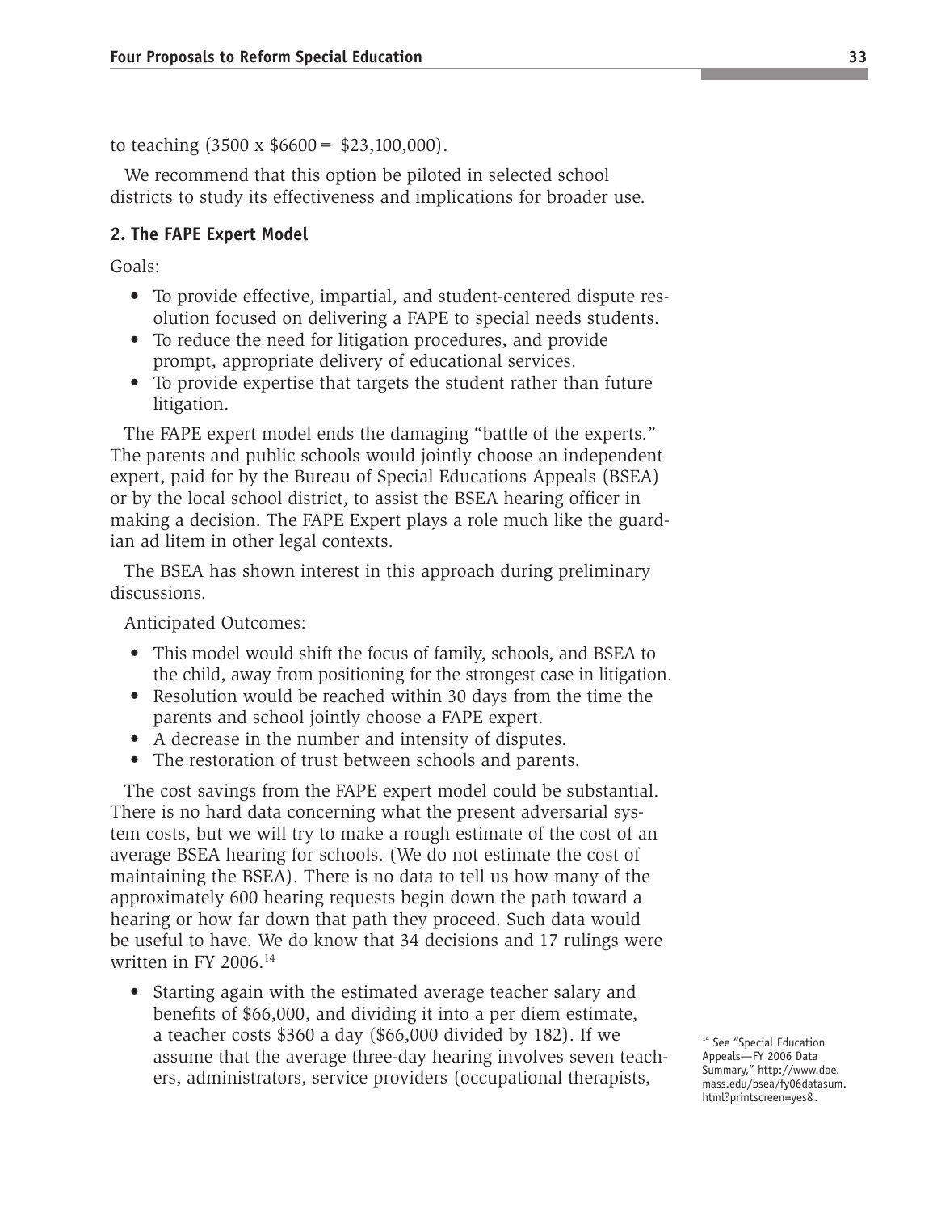to teaching (3500 x $6600 = $23,100,000).

We recommend that this option be piloted in selected school districts to study its effectiveness and implications for broader use.

### 2. The FAPE Expert Model

Goals:

- To provide effective, impartial, and student-centered dispute resolution focused on delivering a FAPE to special needs students.
- To reduce the need for litigation procedures, and provide prompt, appropriate delivery of educational services.
- To provide expertise that targets the student rather than future litigation.

The FAPE expert model ends the damaging "battle of the experts." The parents and public schools would jointly choose an independent expert, paid for by the Bureau of Special Educations Appeals (BSEA) or by the local school district, to assist the BSEA hearing officer in making a decision. The FAPE Expert plays a role much like the guardian ad litem in other legal contexts.

The BSEA has shown interest in this approach during preliminary discussions.

Anticipated Outcomes:

- This model would shift the focus of family, schools, and BSEA to the child, away from positioning for the strongest case in litigation.
- Resolution would be reached within 30 days from the time the parents and school jointly choose a FAPE expert.
- A decrease in the number and intensity of disputes.
- The restoration of trust between schools and parents.

The cost savings from the FAPE expert model could be substantial. There is no hard data concerning what the present adversarial system costs, but we will try to make a rough estimate of the cost of an average BSEA hearing for schools. (We do not estimate the cost of maintaining the BSEA). There is no data to tell us how many of the approximately 600 hearing requests begin down the path toward a hearing or how far down that path they proceed. Such data would be useful to have. We do know that 34 decisions and 17 rulings were written in FY 2006.[14]

- Starting again with the estimated average teacher salary and benefits of $66,000, and dividing it into a per diem estimate, a teacher costs $360 a day ($66,000 divided by 182). If we assume that the average three-day hearing involves seven teachers, administrators, service providers (occupational therapists,

[14] See "Special Education Appeals—FY 2006 Data Summary," http://www.doe.mass.edu/bsea/fy06datasum.html?printscreen=yes&.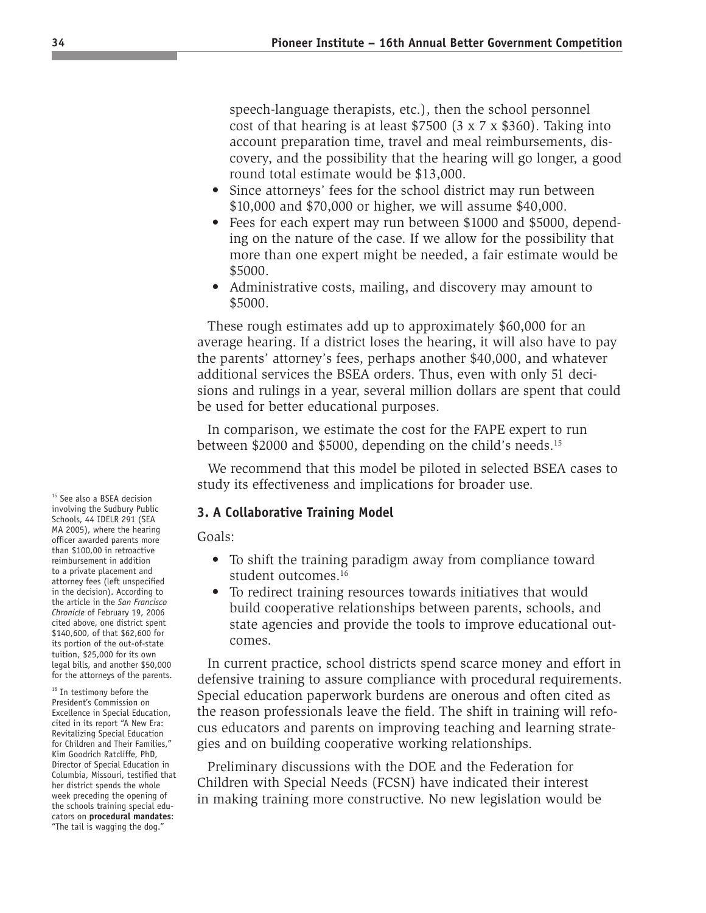speech-language therapists, etc.), then the school personnel cost of that hearing is at least $7500 (3 x 7 x $360). Taking into account preparation time, travel and meal reimbursements, discovery, and the possibility that the hearing will go longer, a good round total estimate would be $13,000.

- Since attorneys' fees for the school district may run between $10,000 and $70,000 or higher, we will assume $40,000.
- Fees for each expert may run between $1000 and $5000, depending on the nature of the case. If we allow for the possibility that more than one expert might be needed, a fair estimate would be $5000.
- Administrative costs, mailing, and discovery may amount to $5000.

These rough estimates add up to approximately $60,000 for an average hearing. If a district loses the hearing, it will also have to pay the parents' attorney's fees, perhaps another $40,000, and whatever additional services the BSEA orders. Thus, even with only 51 decisions and rulings in a year, several million dollars are spent that could be used for better educational purposes.

In comparison, we estimate the cost for the FAPE expert to run between $2000 and $5000, depending on the child's needs.[15]

We recommend that this model be piloted in selected BSEA cases to study its effectiveness and implications for broader use.

### 3. A Collaborative Training Model

Goals:

- To shift the training paradigm away from compliance toward student outcomes.[16]
- To redirect training resources towards initiatives that would build cooperative relationships between parents, schools, and state agencies and provide the tools to improve educational outcomes.

In current practice, school districts spend scarce money and effort in defensive training to assure compliance with procedural requirements. Special education paperwork burdens are onerous and often cited as the reason professionals leave the field. The shift in training will refocus educators and parents on improving teaching and learning strategies and on building cooperative working relationships.

Preliminary discussions with the DOE and the Federation for Children with Special Needs (FCSN) have indicated their interest in making training more constructive. No new legislation would be

[15] See also a BSEA decision involving the Sudbury Public Schools, 44 IDELR 291 (SEA MA 2005), where the hearing officer awarded parents more than $100,00 in retroactive reimbursement in addition to a private placement and attorney fees (left unspecified in the decision). According to the article in the *San Francisco Chronicle* of February 19, 2006 cited above, one district spent $140,600, of that $62,600 for its portion of the out-of-state tuition, $25,000 for its own legal bills, and another $50,000 for the attorneys of the parents.

[16] In testimony before the President's Commission on Excellence in Special Education, cited in its report "A New Era: Revitalizing Special Education for Children and Their Families," Kim Goodrich Ratcliffe, PhD, Director of Special Education in Columbia, Missouri, testified that her district spends the whole week preceding the opening of the schools training special educators on **procedural mandates**: "The tail is wagging the dog."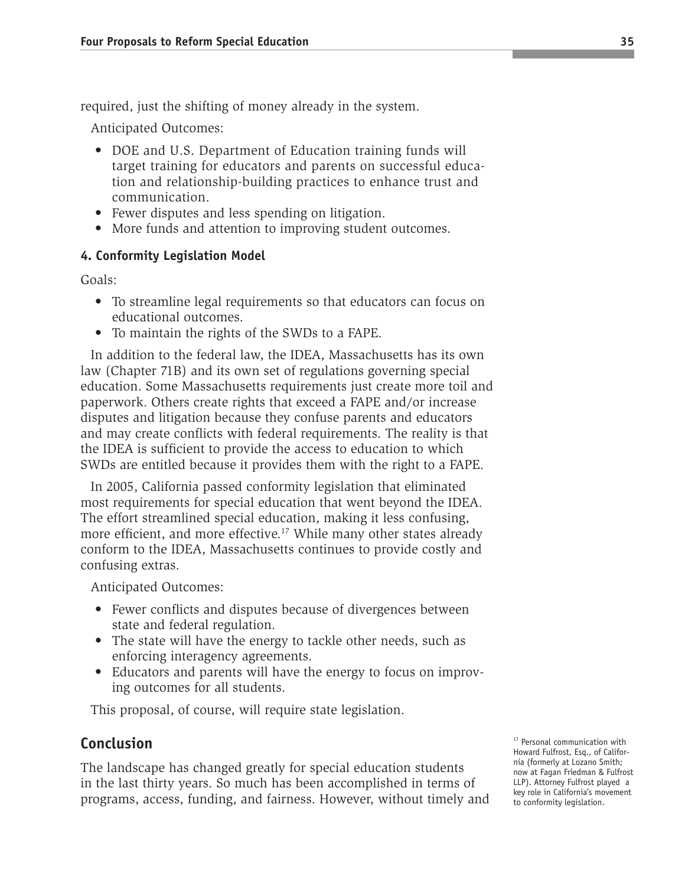required, just the shifting of money already in the system.

Anticipated Outcomes:

- DOE and U.S. Department of Education training funds will target training for educators and parents on successful education and relationship-building practices to enhance trust and communication.
- Fewer disputes and less spending on litigation.
- More funds and attention to improving student outcomes.

#### 4. Conformity Legislation Model

Goals:

- To streamline legal requirements so that educators can focus on educational outcomes.
- To maintain the rights of the SWDs to a FAPE.

In addition to the federal law, the IDEA, Massachusetts has its own law (Chapter 71B) and its own set of regulations governing special education. Some Massachusetts requirements just create more toil and paperwork. Others create rights that exceed a FAPE and/or increase disputes and litigation because they confuse parents and educators and may create conflicts with federal requirements. The reality is that the IDEA is sufficient to provide the access to education to which SWDs are entitled because it provides them with the right to a FAPE.

In 2005, California passed conformity legislation that eliminated most requirements for special education that went beyond the IDEA. The effort streamlined special education, making it less confusing, more efficient, and more effective.[17] While many other states already conform to the IDEA, Massachusetts continues to provide costly and confusing extras.

Anticipated Outcomes:

- Fewer conflicts and disputes because of divergences between state and federal regulation.
- The state will have the energy to tackle other needs, such as enforcing interagency agreements.
- Educators and parents will have the energy to focus on improving outcomes for all students.

This proposal, of course, will require state legislation.

## Conclusion

The landscape has changed greatly for special education students in the last thirty years. So much has been accomplished in terms of programs, access, funding, and fairness. However, without timely and

[17] Personal communication with Howard Fulfrost, Esq., of California (formerly at Lozano Smith; now at Fagan Friedman & Fulfrost LLP). Attorney Fulfrost played a key role in California's movement to conformity legislation.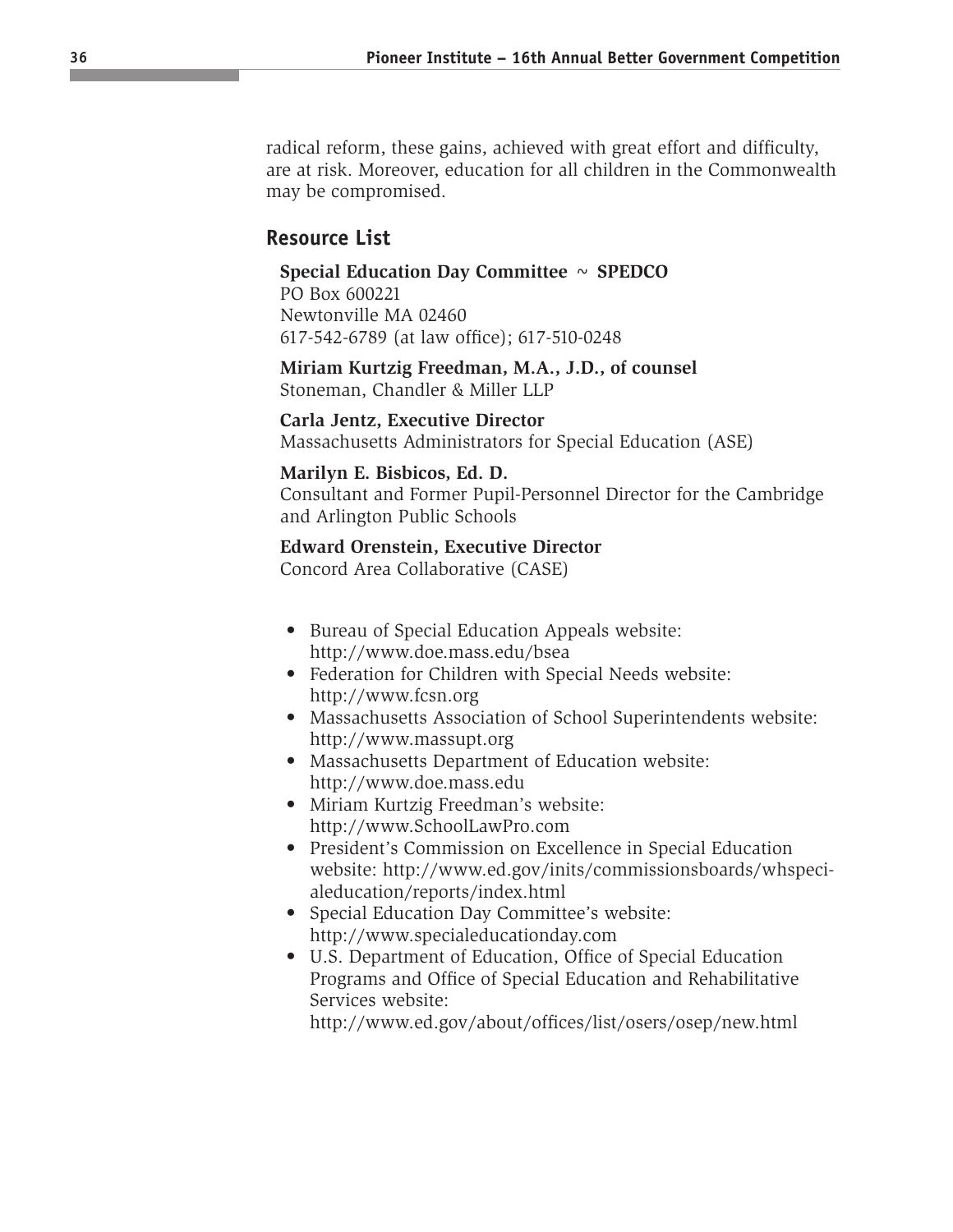radical reform, these gains, achieved with great effort and difficulty, are at risk. Moreover, education for all children in the Commonwealth may be compromised.

## Resource List

**Special Education Day Committee ~ SPEDCO**
PO Box 600221
Newtonville MA 02460
617-542-6789 (at law office); 617-510-0248

**Miriam Kurtzig Freedman, M.A., J.D., of counsel**
Stoneman, Chandler & Miller LLP

**Carla Jentz, Executive Director**
Massachusetts Administrators for Special Education (ASE)

**Marilyn E. Bisbicos, Ed. D.**
Consultant and Former Pupil-Personnel Director for the Cambridge and Arlington Public Schools

**Edward Orenstein, Executive Director**
Concord Area Collaborative (CASE)

- Bureau of Special Education Appeals website: http://www.doe.mass.edu/bsea
- Federation for Children with Special Needs website: http://www.fcsn.org
- Massachusetts Association of School Superintendents website: http://www.massupt.org
- Massachusetts Department of Education website: http://www.doe.mass.edu
- Miriam Kurtzig Freedman's website: http://www.SchoolLawPro.com
- President's Commission on Excellence in Special Education website: http://www.ed.gov/inits/commissionsboards/whspecialeducation/reports/index.html
- Special Education Day Committee's website: http://www.specialeducationday.com
- U.S. Department of Education, Office of Special Education Programs and Office of Special Education and Rehabilitative Services website: http://www.ed.gov/about/offices/list/osers/osep/new.html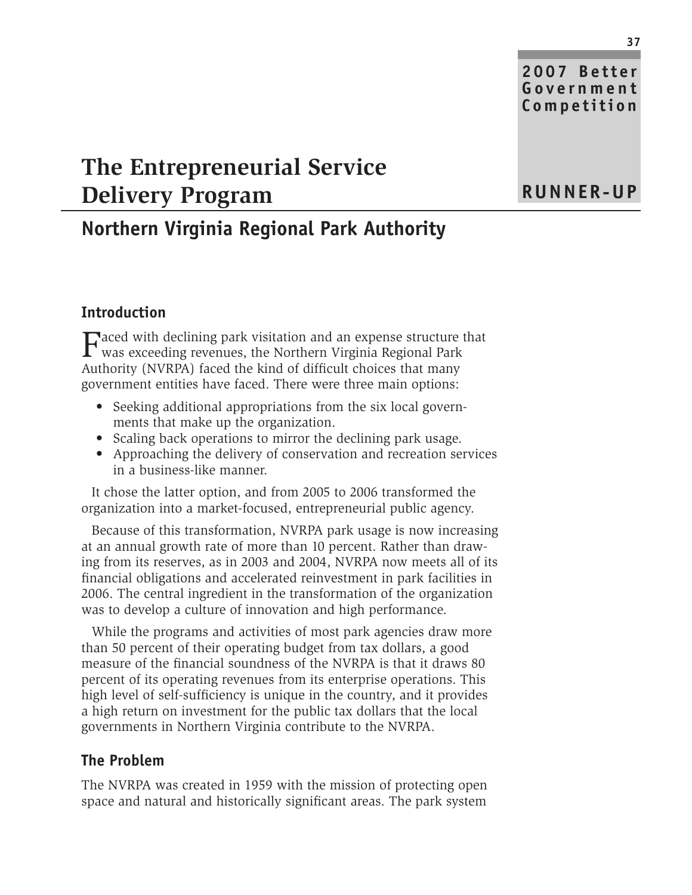2007 Better Government Competition

RUNNER-UP

# The Entrepreneurial Service Delivery Program

## Northern Virginia Regional Park Authority

### Introduction

Faced with declining park visitation and an expense structure that was exceeding revenues, the Northern Virginia Regional Park Authority (NVRPA) faced the kind of difficult choices that many government entities have faced. There were three main options:

- Seeking additional appropriations from the six local governments that make up the organization.
- Scaling back operations to mirror the declining park usage.
- Approaching the delivery of conservation and recreation services in a business-like manner.

It chose the latter option, and from 2005 to 2006 transformed the organization into a market-focused, entrepreneurial public agency.

Because of this transformation, NVRPA park usage is now increasing at an annual growth rate of more than 10 percent. Rather than drawing from its reserves, as in 2003 and 2004, NVRPA now meets all of its financial obligations and accelerated reinvestment in park facilities in 2006. The central ingredient in the transformation of the organization was to develop a culture of innovation and high performance.

While the programs and activities of most park agencies draw more than 50 percent of their operating budget from tax dollars, a good measure of the financial soundness of the NVRPA is that it draws 80 percent of its operating revenues from its enterprise operations. This high level of self-sufficiency is unique in the country, and it provides a high return on investment for the public tax dollars that the local governments in Northern Virginia contribute to the NVRPA.

### The Problem

The NVRPA was created in 1959 with the mission of protecting open space and natural and historically significant areas. The park system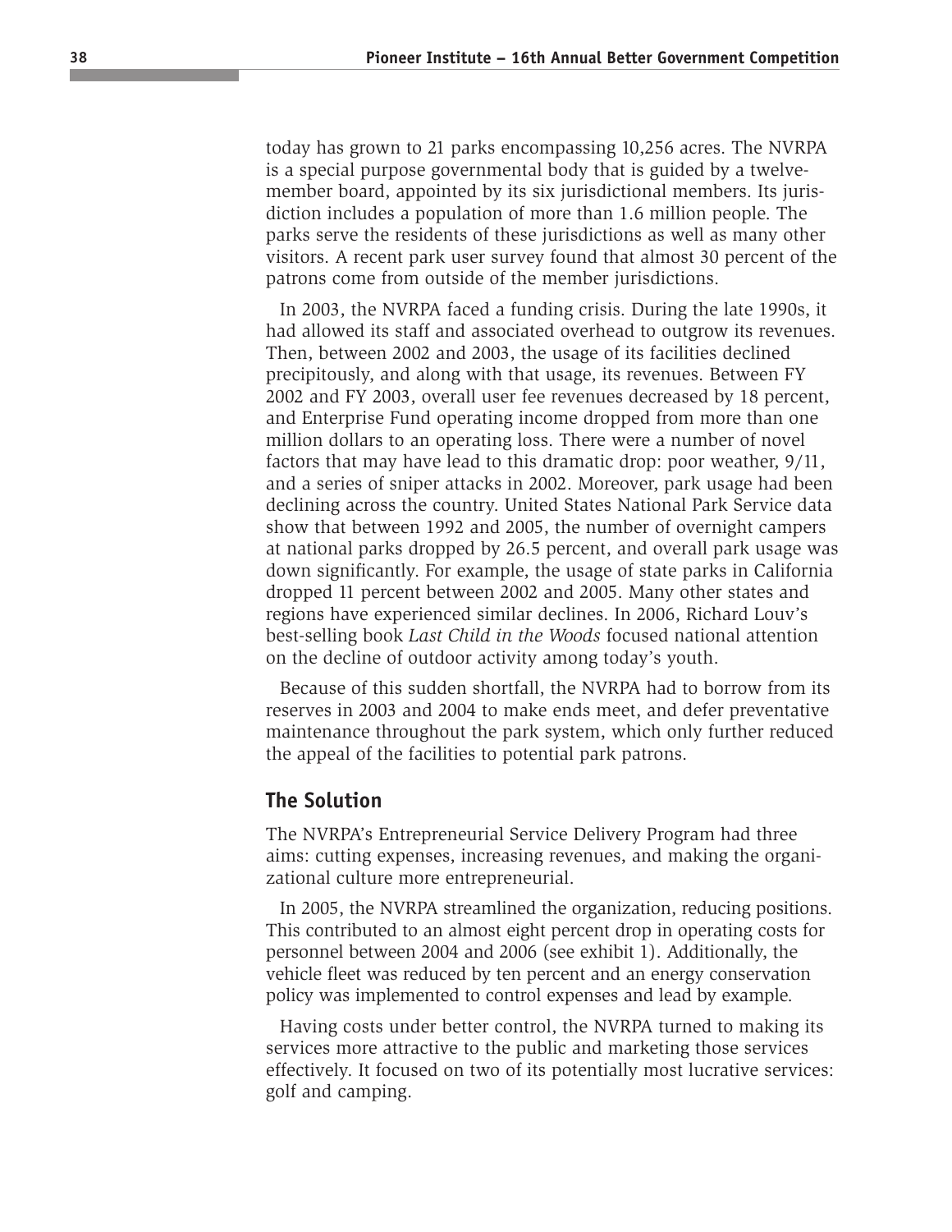today has grown to 21 parks encompassing 10,256 acres. The NVRPA is a special purpose governmental body that is guided by a twelve-member board, appointed by its six jurisdictional members. Its jurisdiction includes a population of more than 1.6 million people. The parks serve the residents of these jurisdictions as well as many other visitors. A recent park user survey found that almost 30 percent of the patrons come from outside of the member jurisdictions.

In 2003, the NVRPA faced a funding crisis. During the late 1990s, it had allowed its staff and associated overhead to outgrow its revenues. Then, between 2002 and 2003, the usage of its facilities declined precipitously, and along with that usage, its revenues. Between FY 2002 and FY 2003, overall user fee revenues decreased by 18 percent, and Enterprise Fund operating income dropped from more than one million dollars to an operating loss. There were a number of novel factors that may have lead to this dramatic drop: poor weather, 9/11, and a series of sniper attacks in 2002. Moreover, park usage had been declining across the country. United States National Park Service data show that between 1992 and 2005, the number of overnight campers at national parks dropped by 26.5 percent, and overall park usage was down significantly. For example, the usage of state parks in California dropped 11 percent between 2002 and 2005. Many other states and regions have experienced similar declines. In 2006, Richard Louv's best-selling book *Last Child in the Woods* focused national attention on the decline of outdoor activity among today's youth.

Because of this sudden shortfall, the NVRPA had to borrow from its reserves in 2003 and 2004 to make ends meet, and defer preventative maintenance throughout the park system, which only further reduced the appeal of the facilities to potential park patrons.

## The Solution

The NVRPA's Entrepreneurial Service Delivery Program had three aims: cutting expenses, increasing revenues, and making the organizational culture more entrepreneurial.

In 2005, the NVRPA streamlined the organization, reducing positions. This contributed to an almost eight percent drop in operating costs for personnel between 2004 and 2006 (see exhibit 1). Additionally, the vehicle fleet was reduced by ten percent and an energy conservation policy was implemented to control expenses and lead by example.

Having costs under better control, the NVRPA turned to making its services more attractive to the public and marketing those services effectively. It focused on two of its potentially most lucrative services: golf and camping.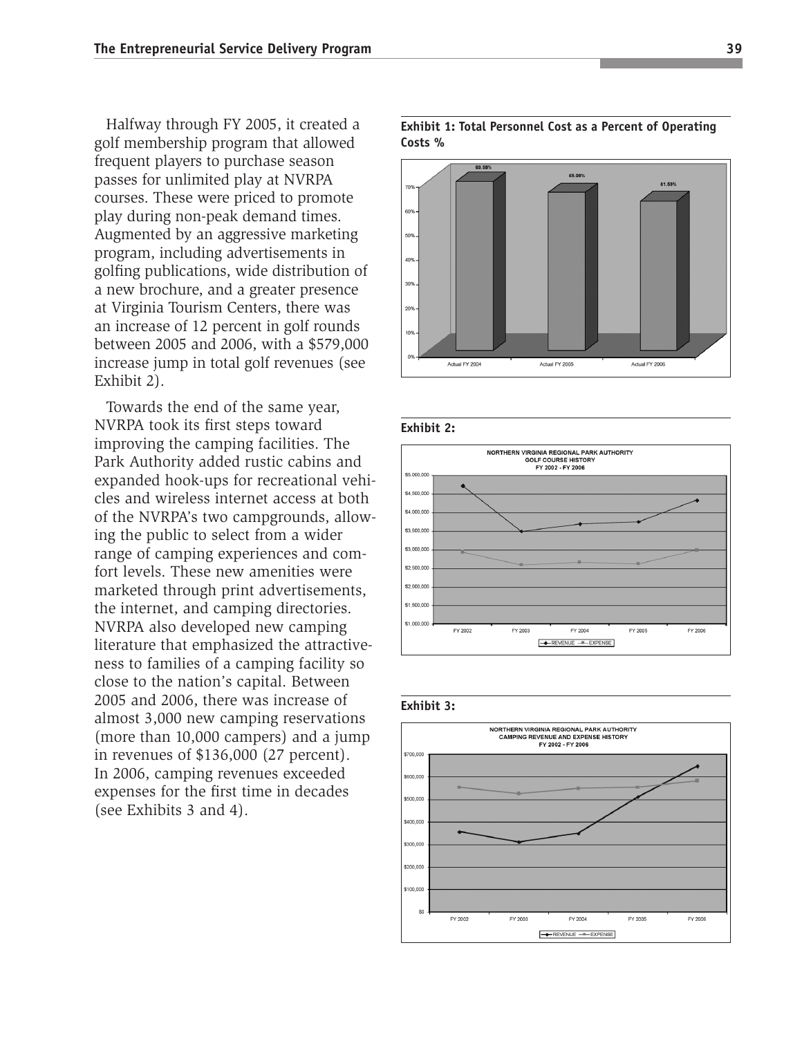Halfway through FY 2005, it created a golf membership program that allowed frequent players to purchase season passes for unlimited play at NVRPA courses. These were priced to promote play during non-peak demand times. Augmented by an aggressive marketing program, including advertisements in golfing publications, wide distribution of a new brochure, and a greater presence at Virginia Tourism Centers, there was an increase of 12 percent in golf rounds between 2005 and 2006, with a $579,000 increase jump in total golf revenues (see Exhibit 2).

Towards the end of the same year, NVRPA took its first steps toward improving the camping facilities. The Park Authority added rustic cabins and expanded hook-ups for recreational vehicles and wireless internet access at both of the NVRPA's two campgrounds, allowing the public to select from a wider range of camping experiences and comfort levels. These new amenities were marketed through print advertisements, the internet, and camping directories. NVRPA also developed new camping literature that emphasized the attractiveness to families of a camping facility so close to the nation's capital. Between 2005 and 2006, there was increase of almost 3,000 new camping reservations (more than 10,000 campers) and a jump in revenues of $136,000 (27 percent). In 2006, camping revenues exceeded expenses for the first time in decades (see Exhibits 3 and 4).

**Exhibit 1: Total Personnel Cost as a Percent of Operating Costs %**

| | Actual FY 2004 | Actual FY 2005 | Actual FY 2006 |
|---|---|---|---|
| Personnel Cost % | 69.58% | 65.08% | 61.59% |

**Exhibit 2:**

NORTHERN VIRGINIA REGIONAL PARK AUTHORITY
GOLF COURSE HISTORY
FY 2002 - FY 2006

REVENUE — EXPENSE

**Exhibit 3:**

NORTHERN VIRGINIA REGIONAL PARK AUTHORITY
CAMPING REVENUE AND EXPENSE HISTORY
FY 2002 - FY 2006

REVENUE — EXPENSE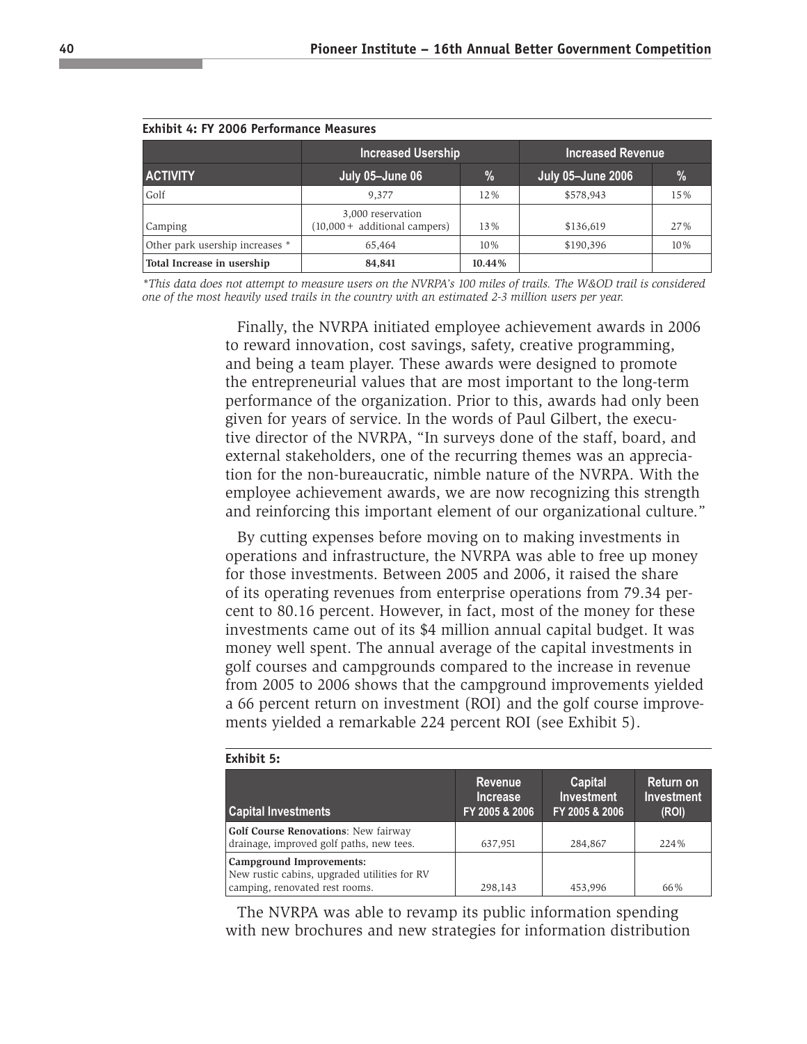**Exhibit 4: FY 2006 Performance Measures**

| | Increased Usership | | Increased Revenue | |
|---|---|---|---|---|
| **ACTIVITY** | **July 05–June 06** | **%** | **July 05–June 2006** | **%** |
| Golf | 9,377 | 12% | $578,943 | 15% |
| Camping | 3,000 reservation (10,000 + additional campers) | 13% | $136,619 | 27% |
| Other park usership increases * | 65,464 | 10% | $190,396 | 10% |
| **Total Increase in usership** | **84,841** | **10.44%** | | |

*This data does not attempt to measure users on the NVRPA's 100 miles of trails. The W&OD trail is considered one of the most heavily used trails in the country with an estimated 2-3 million users per year.*

Finally, the NVRPA initiated employee achievement awards in 2006 to reward innovation, cost savings, safety, creative programming, and being a team player. These awards were designed to promote the entrepreneurial values that are most important to the long-term performance of the organization. Prior to this, awards had only been given for years of service. In the words of Paul Gilbert, the executive director of the NVRPA, "In surveys done of the staff, board, and external stakeholders, one of the recurring themes was an appreciation for the non-bureaucratic, nimble nature of the NVRPA. With the employee achievement awards, we are now recognizing this strength and reinforcing this important element of our organizational culture."

By cutting expenses before moving on to making investments in operations and infrastructure, the NVRPA was able to free up money for those investments. Between 2005 and 2006, it raised the share of its operating revenues from enterprise operations from 79.34 percent to 80.16 percent. However, in fact, most of the money for these investments came out of its $4 million annual capital budget. It was money well spent. The annual average of the capital investments in golf courses and campgrounds compared to the increase in revenue from 2005 to 2006 shows that the campground improvements yielded a 66 percent return on investment (ROI) and the golf course improvements yielded a remarkable 224 percent ROI (see Exhibit 5).

**Exhibit 5:**

| Capital Investments | Revenue Increase FY 2005 & 2006 | Capital Investment FY 2005 & 2006 | Return on Investment (ROI) |
|---|---|---|---|
| **Golf Course Renovations**: New fairway drainage, improved golf paths, new tees. | 637,951 | 284,867 | 224% |
| **Campground Improvements:** New rustic cabins, upgraded utilities for RV camping, renovated rest rooms. | 298,143 | 453,996 | 66% |

The NVRPA was able to revamp its public information spending with new brochures and new strategies for information distribution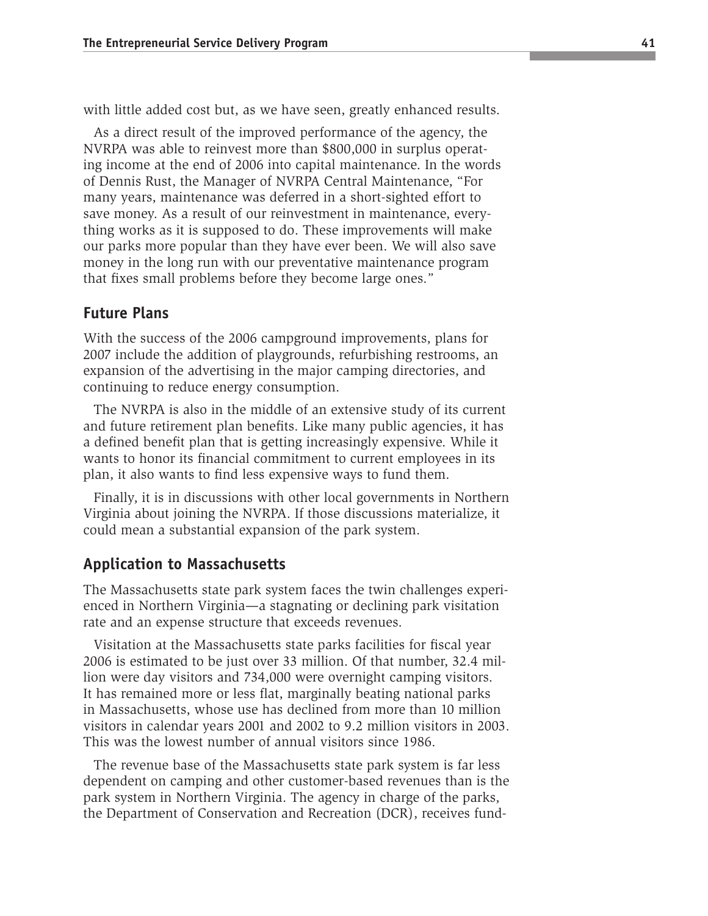with little added cost but, as we have seen, greatly enhanced results.

As a direct result of the improved performance of the agency, the NVRPA was able to reinvest more than $800,000 in surplus operating income at the end of 2006 into capital maintenance. In the words of Dennis Rust, the Manager of NVRPA Central Maintenance, "For many years, maintenance was deferred in a short-sighted effort to save money. As a result of our reinvestment in maintenance, everything works as it is supposed to do. These improvements will make our parks more popular than they have ever been. We will also save money in the long run with our preventative maintenance program that fixes small problems before they become large ones."

## Future Plans

With the success of the 2006 campground improvements, plans for 2007 include the addition of playgrounds, refurbishing restrooms, an expansion of the advertising in the major camping directories, and continuing to reduce energy consumption.

The NVRPA is also in the middle of an extensive study of its current and future retirement plan benefits. Like many public agencies, it has a defined benefit plan that is getting increasingly expensive. While it wants to honor its financial commitment to current employees in its plan, it also wants to find less expensive ways to fund them.

Finally, it is in discussions with other local governments in Northern Virginia about joining the NVRPA. If those discussions materialize, it could mean a substantial expansion of the park system.

## Application to Massachusetts

The Massachusetts state park system faces the twin challenges experienced in Northern Virginia—a stagnating or declining park visitation rate and an expense structure that exceeds revenues.

Visitation at the Massachusetts state parks facilities for fiscal year 2006 is estimated to be just over 33 million. Of that number, 32.4 million were day visitors and 734,000 were overnight camping visitors. It has remained more or less flat, marginally beating national parks in Massachusetts, whose use has declined from more than 10 million visitors in calendar years 2001 and 2002 to 9.2 million visitors in 2003. This was the lowest number of annual visitors since 1986.

The revenue base of the Massachusetts state park system is far less dependent on camping and other customer-based revenues than is the park system in Northern Virginia. The agency in charge of the parks, the Department of Conservation and Recreation (DCR), receives fund-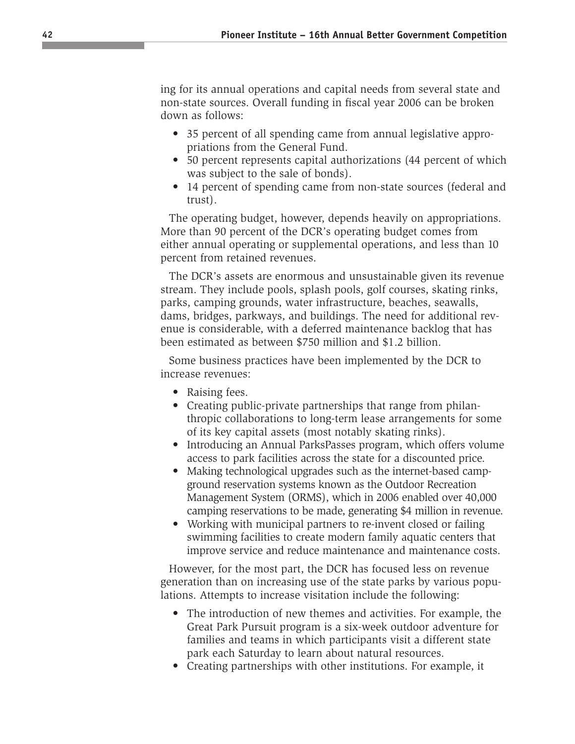ing for its annual operations and capital needs from several state and non-state sources. Overall funding in fiscal year 2006 can be broken down as follows:

- 35 percent of all spending came from annual legislative appropriations from the General Fund.
- 50 percent represents capital authorizations (44 percent of which was subject to the sale of bonds).
- 14 percent of spending came from non-state sources (federal and trust).

The operating budget, however, depends heavily on appropriations. More than 90 percent of the DCR's operating budget comes from either annual operating or supplemental operations, and less than 10 percent from retained revenues.

The DCR's assets are enormous and unsustainable given its revenue stream. They include pools, splash pools, golf courses, skating rinks, parks, camping grounds, water infrastructure, beaches, seawalls, dams, bridges, parkways, and buildings. The need for additional revenue is considerable, with a deferred maintenance backlog that has been estimated as between $750 million and $1.2 billion.

Some business practices have been implemented by the DCR to increase revenues:

- Raising fees.
- Creating public-private partnerships that range from philanthropic collaborations to long-term lease arrangements for some of its key capital assets (most notably skating rinks).
- Introducing an Annual ParksPasses program, which offers volume access to park facilities across the state for a discounted price.
- Making technological upgrades such as the internet-based campground reservation systems known as the Outdoor Recreation Management System (ORMS), which in 2006 enabled over 40,000 camping reservations to be made, generating $4 million in revenue.
- Working with municipal partners to re-invent closed or failing swimming facilities to create modern family aquatic centers that improve service and reduce maintenance and maintenance costs.

However, for the most part, the DCR has focused less on revenue generation than on increasing use of the state parks by various populations. Attempts to increase visitation include the following:

- The introduction of new themes and activities. For example, the Great Park Pursuit program is a six-week outdoor adventure for families and teams in which participants visit a different state park each Saturday to learn about natural resources.
- Creating partnerships with other institutions. For example, it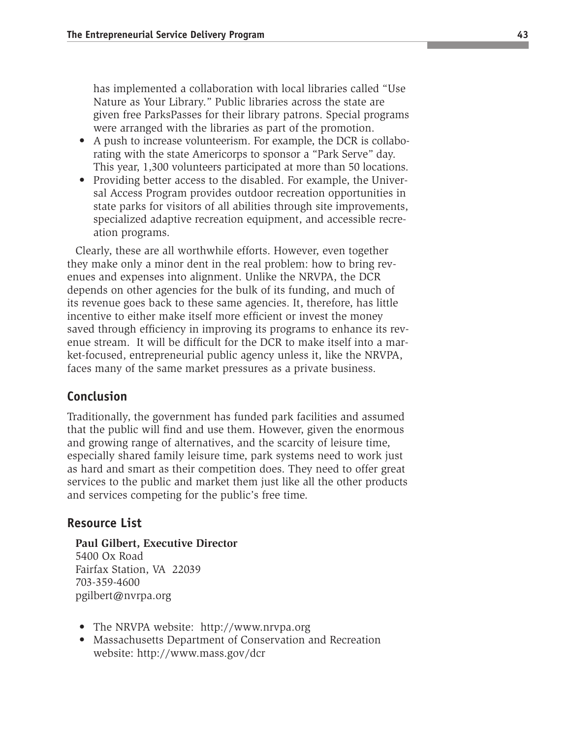has implemented a collaboration with local libraries called "Use Nature as Your Library." Public libraries across the state are given free ParksPasses for their library patrons. Special programs were arranged with the libraries as part of the promotion.

- A push to increase volunteerism. For example, the DCR is collaborating with the state Americorps to sponsor a "Park Serve" day. This year, 1,300 volunteers participated at more than 50 locations.
- Providing better access to the disabled. For example, the Universal Access Program provides outdoor recreation opportunities in state parks for visitors of all abilities through site improvements, specialized adaptive recreation equipment, and accessible recreation programs.

Clearly, these are all worthwhile efforts. However, even together they make only a minor dent in the real problem: how to bring revenues and expenses into alignment. Unlike the NRVPA, the DCR depends on other agencies for the bulk of its funding, and much of its revenue goes back to these same agencies. It, therefore, has little incentive to either make itself more efficient or invest the money saved through efficiency in improving its programs to enhance its revenue stream. It will be difficult for the DCR to make itself into a market-focused, entrepreneurial public agency unless it, like the NRVPA, faces many of the same market pressures as a private business.

## Conclusion

Traditionally, the government has funded park facilities and assumed that the public will find and use them. However, given the enormous and growing range of alternatives, and the scarcity of leisure time, especially shared family leisure time, park systems need to work just as hard and smart as their competition does. They need to offer great services to the public and market them just like all the other products and services competing for the public's free time.

## Resource List

**Paul Gilbert, Executive Director**
5400 Ox Road
Fairfax Station, VA 22039
703-359-4600
pgilbert@nvrpa.org

- The NRVPA website: http://www.nrvpa.org
- Massachusetts Department of Conservation and Recreation website: http://www.mass.gov/dcr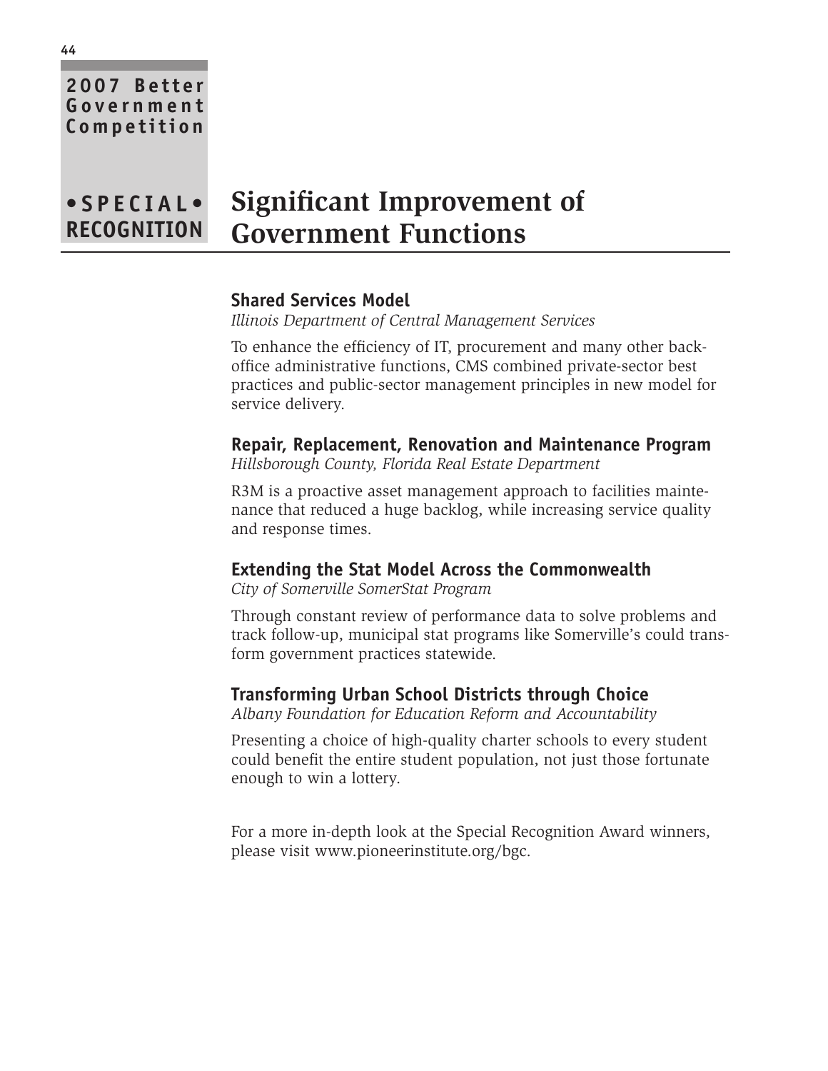2007 Better Government Competition

• SPECIAL • RECOGNITION

# Significant Improvement of Government Functions

### Shared Services Model

*Illinois Department of Central Management Services*

To enhance the efficiency of IT, procurement and many other back-office administrative functions, CMS combined private-sector best practices and public-sector management principles in new model for service delivery.

### Repair, Replacement, Renovation and Maintenance Program

*Hillsborough County, Florida Real Estate Department*

R3M is a proactive asset management approach to facilities maintenance that reduced a huge backlog, while increasing service quality and response times.

### Extending the Stat Model Across the Commonwealth

*City of Somerville SomerStat Program*

Through constant review of performance data to solve problems and track follow-up, municipal stat programs like Somerville's could transform government practices statewide.

### Transforming Urban School Districts through Choice

*Albany Foundation for Education Reform and Accountability*

Presenting a choice of high-quality charter schools to every student could benefit the entire student population, not just those fortunate enough to win a lottery.

For a more in-depth look at the Special Recognition Award winners, please visit www.pioneerinstitute.org/bgc.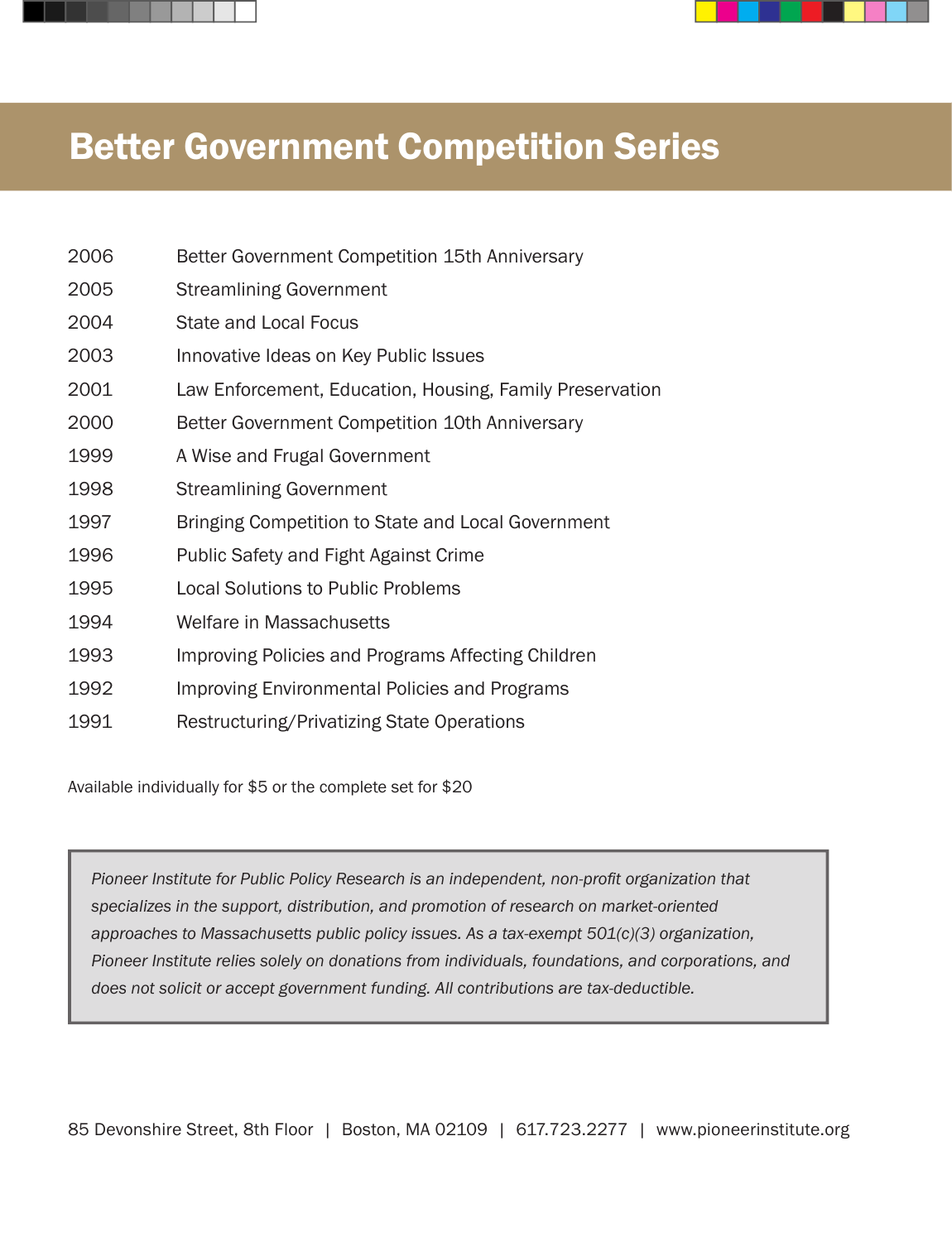# Better Government Competition Series

| | |
|---|---|
| 2006 | Better Government Competition 15th Anniversary |
| 2005 | Streamlining Government |
| 2004 | State and Local Focus |
| 2003 | Innovative Ideas on Key Public Issues |
| 2001 | Law Enforcement, Education, Housing, Family Preservation |
| 2000 | Better Government Competition 10th Anniversary |
| 1999 | A Wise and Frugal Government |
| 1998 | Streamlining Government |
| 1997 | Bringing Competition to State and Local Government |
| 1996 | Public Safety and Fight Against Crime |
| 1995 | Local Solutions to Public Problems |
| 1994 | Welfare in Massachusetts |
| 1993 | Improving Policies and Programs Affecting Children |
| 1992 | Improving Environmental Policies and Programs |
| 1991 | Restructuring/Privatizing State Operations |

Available individually for $5 or the complete set for $20

*Pioneer Institute for Public Policy Research is an independent, non-profit organization that specializes in the support, distribution, and promotion of research on market-oriented approaches to Massachusetts public policy issues. As a tax-exempt 501(c)(3) organization, Pioneer Institute relies solely on donations from individuals, foundations, and corporations, and does not solicit or accept government funding. All contributions are tax-deductible.*

85 Devonshire Street, 8th Floor | Boston, MA 02109 | 617.723.2277 | www.pioneerinstitute.org